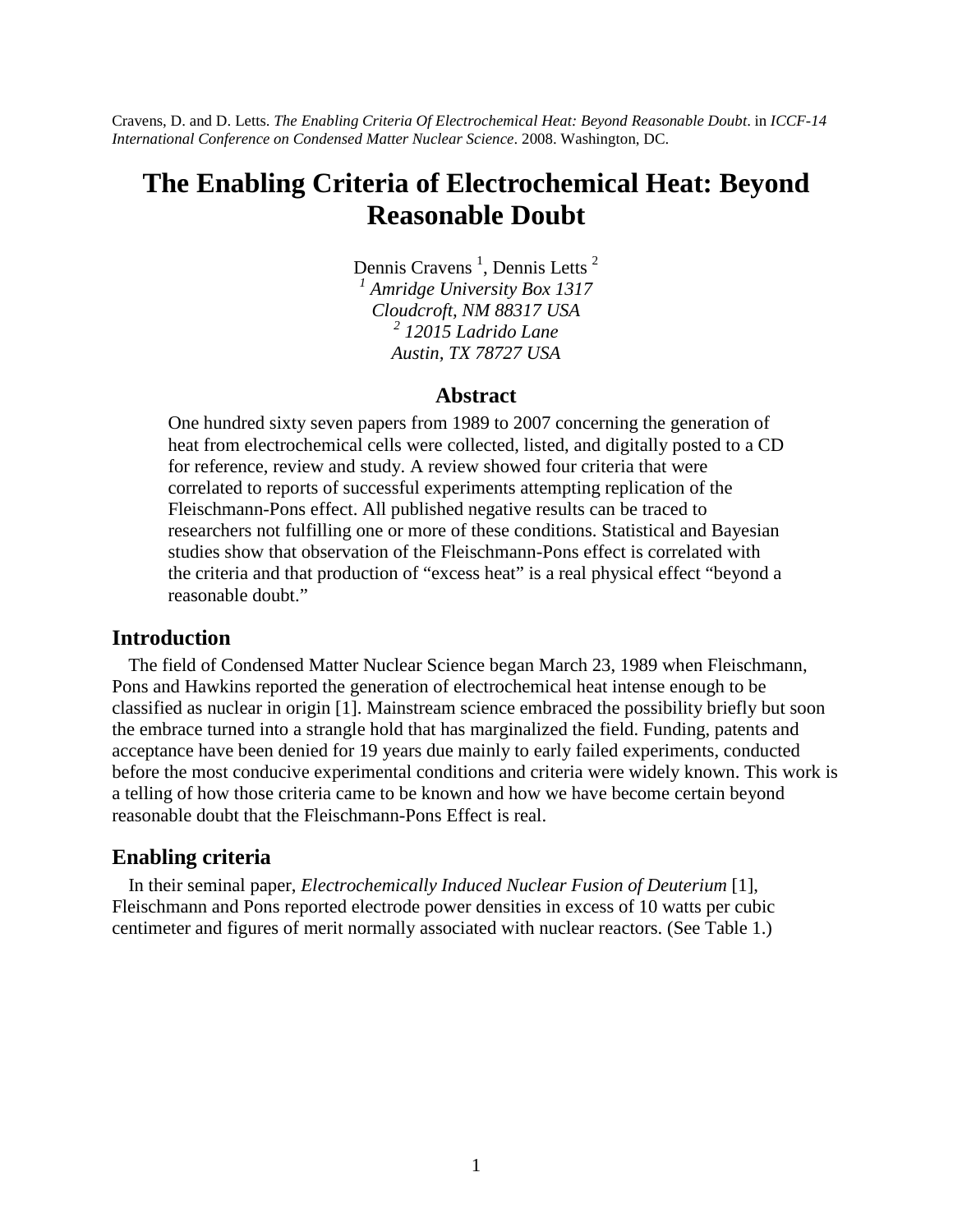Cravens, D. and D. Letts. *The Enabling Criteria Of Electrochemical Heat: Beyond Reasonable Doubt*. in *ICCF-14 International Conference on Condensed Matter Nuclear Science*. 2008. Washington, DC.

# The Enabling Criteria of Electrochemical Heat: Beyond Reasonable Doubt

Dennis Cravens [1], Dennis Letts [2]

[1] *Amridge University Box 1317*
*Cloudcroft, NM 88317 USA*

[2] *12015 Ladrido Lane*
*Austin, TX 78727 USA*

## Abstract

One hundred sixty seven papers from 1989 to 2007 concerning the generation of heat from electrochemical cells were collected, listed, and digitally posted to a CD for reference, review and study. A review showed four criteria that were correlated to reports of successful experiments attempting replication of the Fleischmann-Pons effect. All published negative results can be traced to researchers not fulfilling one or more of these conditions. Statistical and Bayesian studies show that observation of the Fleischmann-Pons effect is correlated with the criteria and that production of "excess heat" is a real physical effect "beyond a reasonable doubt."

## Introduction

The field of Condensed Matter Nuclear Science began March 23, 1989 when Fleischmann, Pons and Hawkins reported the generation of electrochemical heat intense enough to be classified as nuclear in origin [1]. Mainstream science embraced the possibility briefly but soon the embrace turned into a strangle hold that has marginalized the field. Funding, patents and acceptance have been denied for 19 years due mainly to early failed experiments, conducted before the most conducive experimental conditions and criteria were widely known. This work is a telling of how those criteria came to be known and how we have become certain beyond reasonable doubt that the Fleischmann-Pons Effect is real.

## Enabling criteria

In their seminal paper, *Electrochemically Induced Nuclear Fusion of Deuterium* [1], Fleischmann and Pons reported electrode power densities in excess of 10 watts per cubic centimeter and figures of merit normally associated with nuclear reactors. (See Table 1.)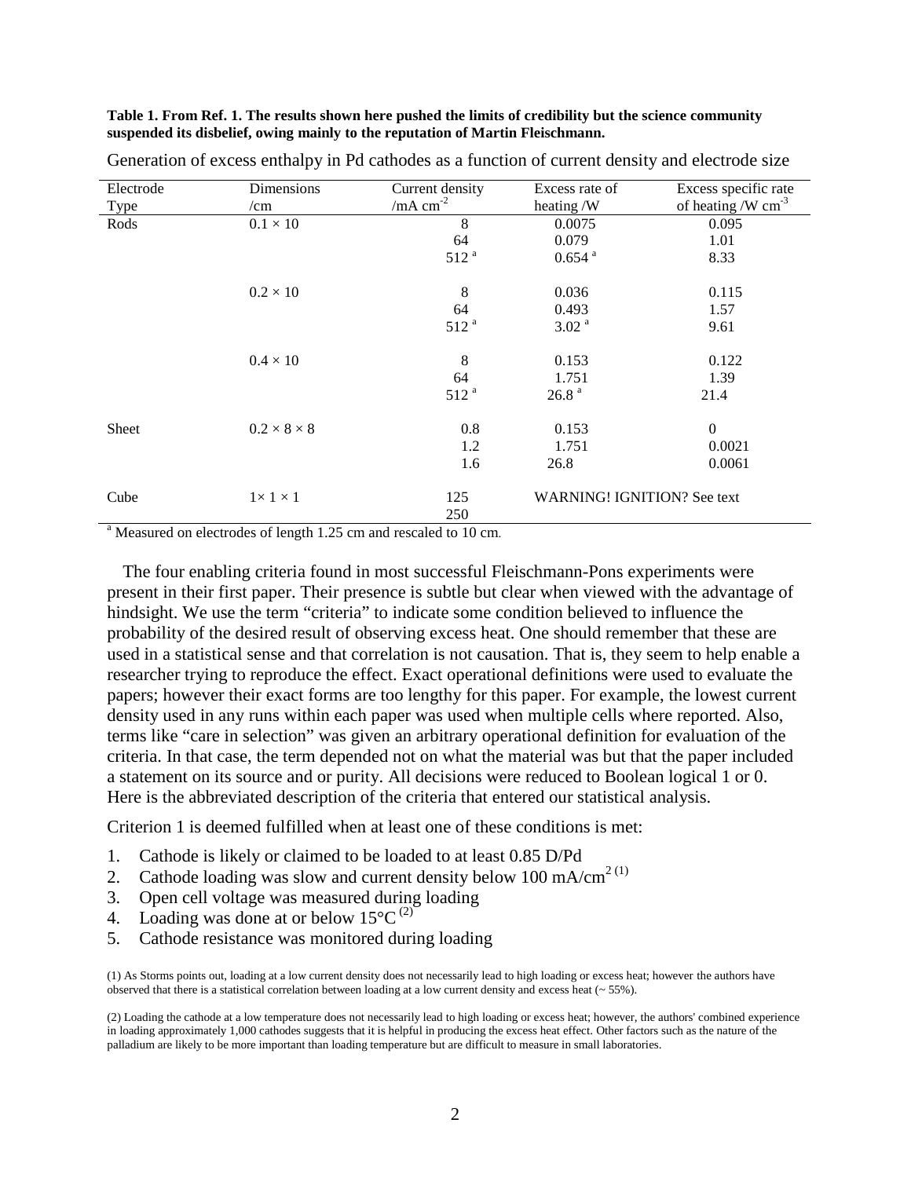**Table 1. From Ref. 1. The results shown here pushed the limits of credibility but the science community suspended its disbelief, owing mainly to the reputation of Martin Fleischmann.**

Generation of excess enthalpy in Pd cathodes as a function of current density and electrode size

| Electrode Type | Dimensions /cm | Current density /mA $cm^{-2}$ | Excess rate of heating /W | Excess specific rate of heating /W $cm^{-3}$ |
|---|---|---|---|---|
| Rods | $0.1 \times 10$ | 8 | 0.0075 | 0.095 |
| | | 64 | 0.079 | 1.01 |
| | | 512 [a] | 0.654 [a] | 8.33 |
| | $0.2 \times 10$ | 8 | 0.036 | 0.115 |
| | | 64 | 0.493 | 1.57 |
| | | 512 [a] | 3.02 [a] | 9.61 |
| | $0.4 \times 10$ | 8 | 0.153 | 0.122 |
| | | 64 | 1.751 | 1.39 |
| | | 512 [a] | 26.8 [a] | 21.4 |
| Sheet | $0.2 \times 8 \times 8$ | 0.8 | 0.153 | 0 |
| | | 1.2 | 1.751 | 0.0021 |
| | | 1.6 | 26.8 | 0.0061 |
| Cube | $1 \times 1 \times 1$ | 125 | WARNING! IGNITION? See text | |
| | | 250 | | |

[a] Measured on electrodes of length 1.25 cm and rescaled to 10 cm.

The four enabling criteria found in most successful Fleischmann-Pons experiments were present in their first paper. Their presence is subtle but clear when viewed with the advantage of hindsight. We use the term "criteria" to indicate some condition believed to influence the probability of the desired result of observing excess heat. One should remember that these are used in a statistical sense and that correlation is not causation. That is, they seem to help enable a researcher trying to reproduce the effect. Exact operational definitions were used to evaluate the papers; however their exact forms are too lengthy for this paper. For example, the lowest current density used in any runs within each paper was used when multiple cells where reported. Also, terms like "care in selection" was given an arbitrary operational definition for evaluation of the criteria. In that case, the term depended not on what the material was but that the paper included a statement on its source and or purity. All decisions were reduced to Boolean logical 1 or 0. Here is the abbreviated description of the criteria that entered our statistical analysis.

Criterion 1 is deemed fulfilled when at least one of these conditions is met:

1. Cathode is likely or claimed to be loaded to at least 0.85 D/Pd
2. Cathode loading was slow and current density below 100 mA/$cm^2$ [(1)]
3. Open cell voltage was measured during loading
4. Loading was done at or below 15°C [(2)]
5. Cathode resistance was monitored during loading

(1) As Storms points out, loading at a low current density does not necessarily lead to high loading or excess heat; however the authors have observed that there is a statistical correlation between loading at a low current density and excess heat (~ 55%).

(2) Loading the cathode at a low temperature does not necessarily lead to high loading or excess heat; however, the authors' combined experience in loading approximately 1,000 cathodes suggests that it is helpful in producing the excess heat effect. Other factors such as the nature of the palladium are likely to be more important than loading temperature but are difficult to measure in small laboratories.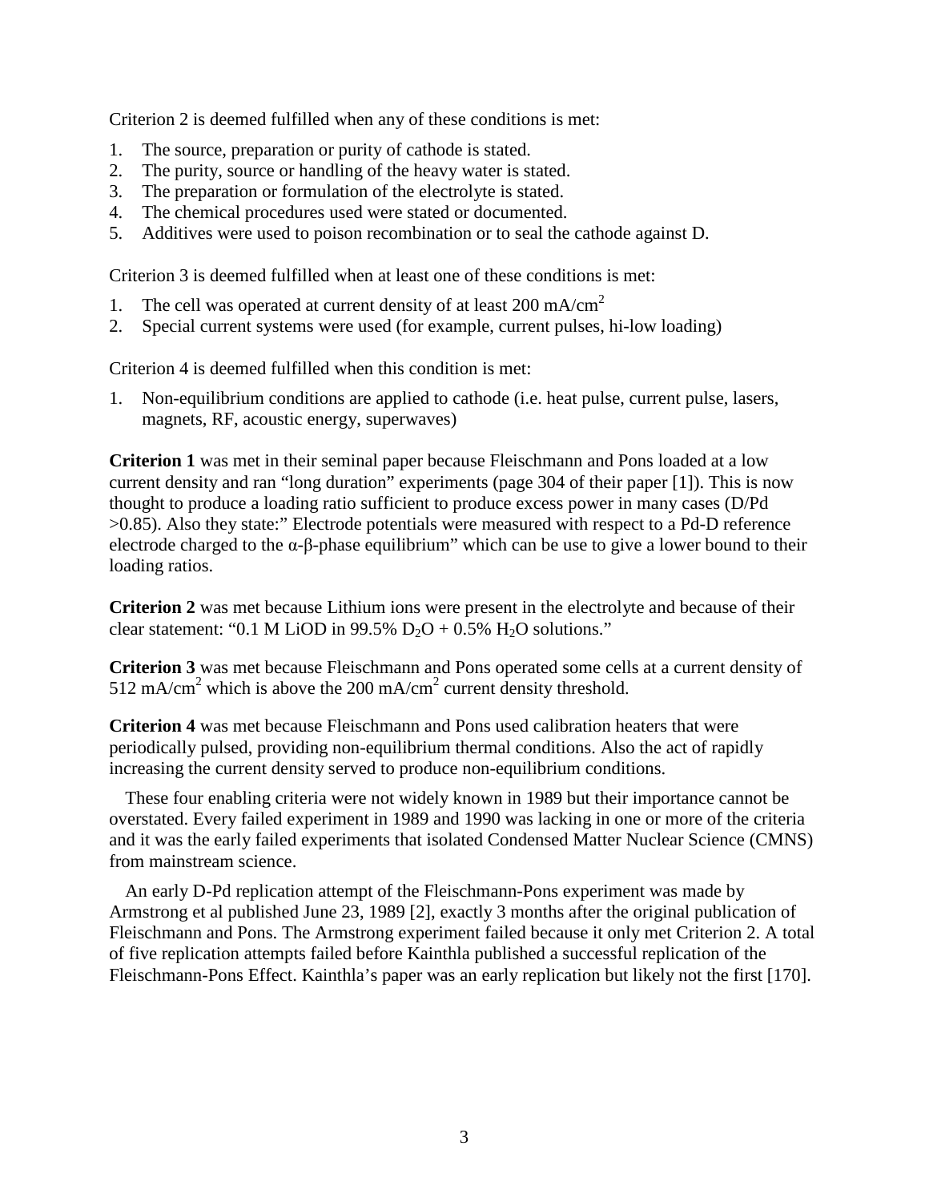Criterion 2 is deemed fulfilled when any of these conditions is met:

1. The source, preparation or purity of cathode is stated.
2. The purity, source or handling of the heavy water is stated.
3. The preparation or formulation of the electrolyte is stated.
4. The chemical procedures used were stated or documented.
5. Additives were used to poison recombination or to seal the cathode against D.

Criterion 3 is deemed fulfilled when at least one of these conditions is met:

1. The cell was operated at current density of at least 200 mA/cm$^2$
2. Special current systems were used (for example, current pulses, hi-low loading)

Criterion 4 is deemed fulfilled when this condition is met:

1. Non-equilibrium conditions are applied to cathode (i.e. heat pulse, current pulse, lasers, magnets, RF, acoustic energy, superwaves)

**Criterion 1** was met in their seminal paper because Fleischmann and Pons loaded at a low current density and ran "long duration" experiments (page 304 of their paper [1]). This is now thought to produce a loading ratio sufficient to produce excess power in many cases (D/Pd >0.85). Also they state:" Electrode potentials were measured with respect to a Pd-D reference electrode charged to the α-β-phase equilibrium" which can be use to give a lower bound to their loading ratios.

**Criterion 2** was met because Lithium ions were present in the electrolyte and because of their clear statement: "0.1 M LiOD in 99.5% $D_2O$ + 0.5% $H_2O$ solutions."

**Criterion 3** was met because Fleischmann and Pons operated some cells at a current density of 512 mA/cm$^2$ which is above the 200 mA/cm$^2$ current density threshold.

**Criterion 4** was met because Fleischmann and Pons used calibration heaters that were periodically pulsed, providing non-equilibrium thermal conditions. Also the act of rapidly increasing the current density served to produce non-equilibrium conditions.

These four enabling criteria were not widely known in 1989 but their importance cannot be overstated. Every failed experiment in 1989 and 1990 was lacking in one or more of the criteria and it was the early failed experiments that isolated Condensed Matter Nuclear Science (CMNS) from mainstream science.

An early D-Pd replication attempt of the Fleischmann-Pons experiment was made by Armstrong et al published June 23, 1989 [2], exactly 3 months after the original publication of Fleischmann and Pons. The Armstrong experiment failed because it only met Criterion 2. A total of five replication attempts failed before Kainthla published a successful replication of the Fleischmann-Pons Effect. Kainthla's paper was an early replication but likely not the first [170].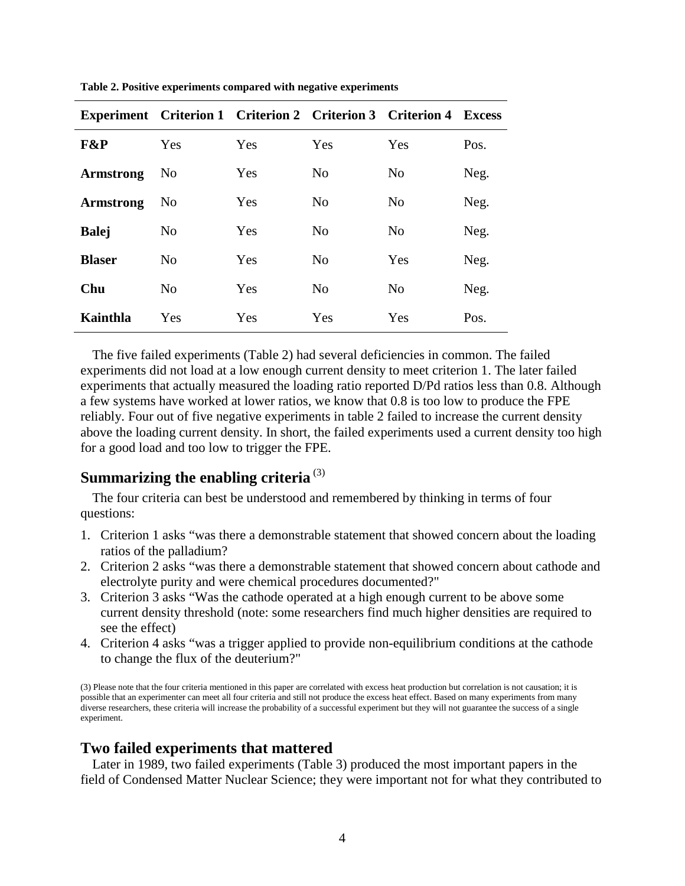**Table 2. Positive experiments compared with negative experiments**

| Experiment | Criterion 1 | Criterion 2 | Criterion 3 | Criterion 4 | Excess |
|---|---|---|---|---|---|
| **F&P** | Yes | Yes | Yes | Yes | Pos. |
| **Armstrong** | No | Yes | No | No | Neg. |
| **Armstrong** | No | Yes | No | No | Neg. |
| **Balej** | No | Yes | No | No | Neg. |
| **Blaser** | No | Yes | No | Yes | Neg. |
| **Chu** | No | Yes | No | No | Neg. |
| **Kainthla** | Yes | Yes | Yes | Yes | Pos. |

The five failed experiments (Table 2) had several deficiencies in common. The failed experiments did not load at a low enough current density to meet criterion 1. The later failed experiments that actually measured the loading ratio reported D/Pd ratios less than 0.8. Although a few systems have worked at lower ratios, we know that 0.8 is too low to produce the FPE reliably. Four out of five negative experiments in table 2 failed to increase the current density above the loading current density. In short, the failed experiments used a current density too high for a good load and too low to trigger the FPE.

## Summarizing the enabling criteria [3]

The four criteria can best be understood and remembered by thinking in terms of four questions:

1. Criterion 1 asks "was there a demonstrable statement that showed concern about the loading ratios of the palladium?
2. Criterion 2 asks "was there a demonstrable statement that showed concern about cathode and electrolyte purity and were chemical procedures documented?"
3. Criterion 3 asks "Was the cathode operated at a high enough current to be above some current density threshold (note: some researchers find much higher densities are required to see the effect)
4. Criterion 4 asks "was a trigger applied to provide non-equilibrium conditions at the cathode to change the flux of the deuterium?"

(3) Please note that the four criteria mentioned in this paper are correlated with excess heat production but correlation is not causation; it is possible that an experimenter can meet all four criteria and still not produce the excess heat effect. Based on many experiments from many diverse researchers, these criteria will increase the probability of a successful experiment but they will not guarantee the success of a single experiment.

## Two failed experiments that mattered

Later in 1989, two failed experiments (Table 3) produced the most important papers in the field of Condensed Matter Nuclear Science; they were important not for what they contributed to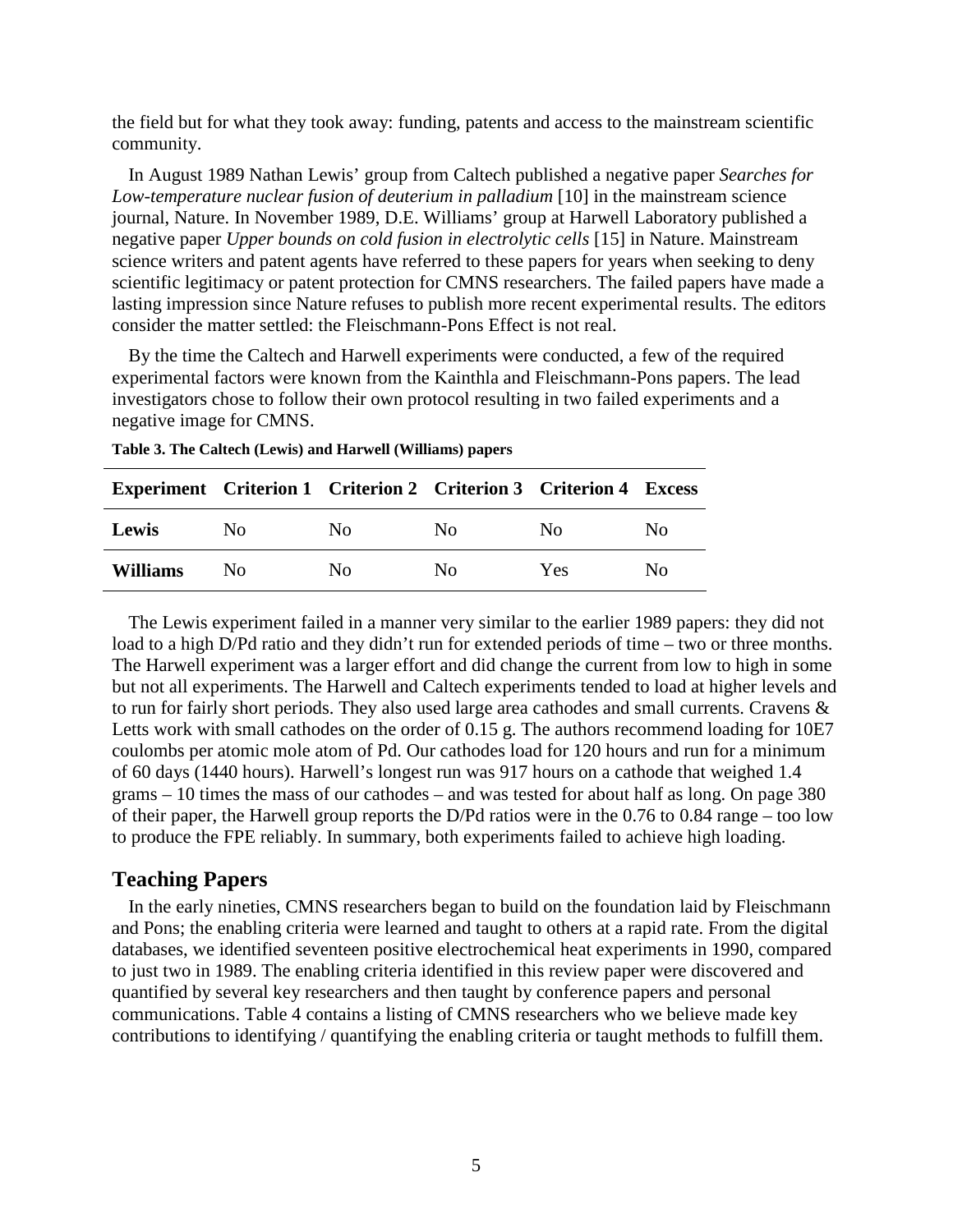the field but for what they took away: funding, patents and access to the mainstream scientific community.

In August 1989 Nathan Lewis' group from Caltech published a negative paper *Searches for Low-temperature nuclear fusion of deuterium in palladium* [10] in the mainstream science journal, Nature. In November 1989, D.E. Williams' group at Harwell Laboratory published a negative paper *Upper bounds on cold fusion in electrolytic cells* [15] in Nature. Mainstream science writers and patent agents have referred to these papers for years when seeking to deny scientific legitimacy or patent protection for CMNS researchers. The failed papers have made a lasting impression since Nature refuses to publish more recent experimental results. The editors consider the matter settled: the Fleischmann-Pons Effect is not real.

By the time the Caltech and Harwell experiments were conducted, a few of the required experimental factors were known from the Kainthla and Fleischmann-Pons papers. The lead investigators chose to follow their own protocol resulting in two failed experiments and a negative image for CMNS.

**Table 3. The Caltech (Lewis) and Harwell (Williams) papers**

| Experiment | Criterion 1 | Criterion 2 | Criterion 3 | Criterion 4 | Excess |
|---|---|---|---|---|---|
| **Lewis** | No | No | No | No | No |
| **Williams** | No | No | No | Yes | No |

The Lewis experiment failed in a manner very similar to the earlier 1989 papers: they did not load to a high D/Pd ratio and they didn't run for extended periods of time – two or three months. The Harwell experiment was a larger effort and did change the current from low to high in some but not all experiments. The Harwell and Caltech experiments tended to load at higher levels and to run for fairly short periods. They also used large area cathodes and small currents. Cravens & Letts work with small cathodes on the order of 0.15 g. The authors recommend loading for 10E7 coulombs per atomic mole atom of Pd. Our cathodes load for 120 hours and run for a minimum of 60 days (1440 hours). Harwell's longest run was 917 hours on a cathode that weighed 1.4 grams – 10 times the mass of our cathodes – and was tested for about half as long. On page 380 of their paper, the Harwell group reports the D/Pd ratios were in the 0.76 to 0.84 range – too low to produce the FPE reliably. In summary, both experiments failed to achieve high loading.

## Teaching Papers

In the early nineties, CMNS researchers began to build on the foundation laid by Fleischmann and Pons; the enabling criteria were learned and taught to others at a rapid rate. From the digital databases, we identified seventeen positive electrochemical heat experiments in 1990, compared to just two in 1989. The enabling criteria identified in this review paper were discovered and quantified by several key researchers and then taught by conference papers and personal communications. Table 4 contains a listing of CMNS researchers who we believe made key contributions to identifying / quantifying the enabling criteria or taught methods to fulfill them.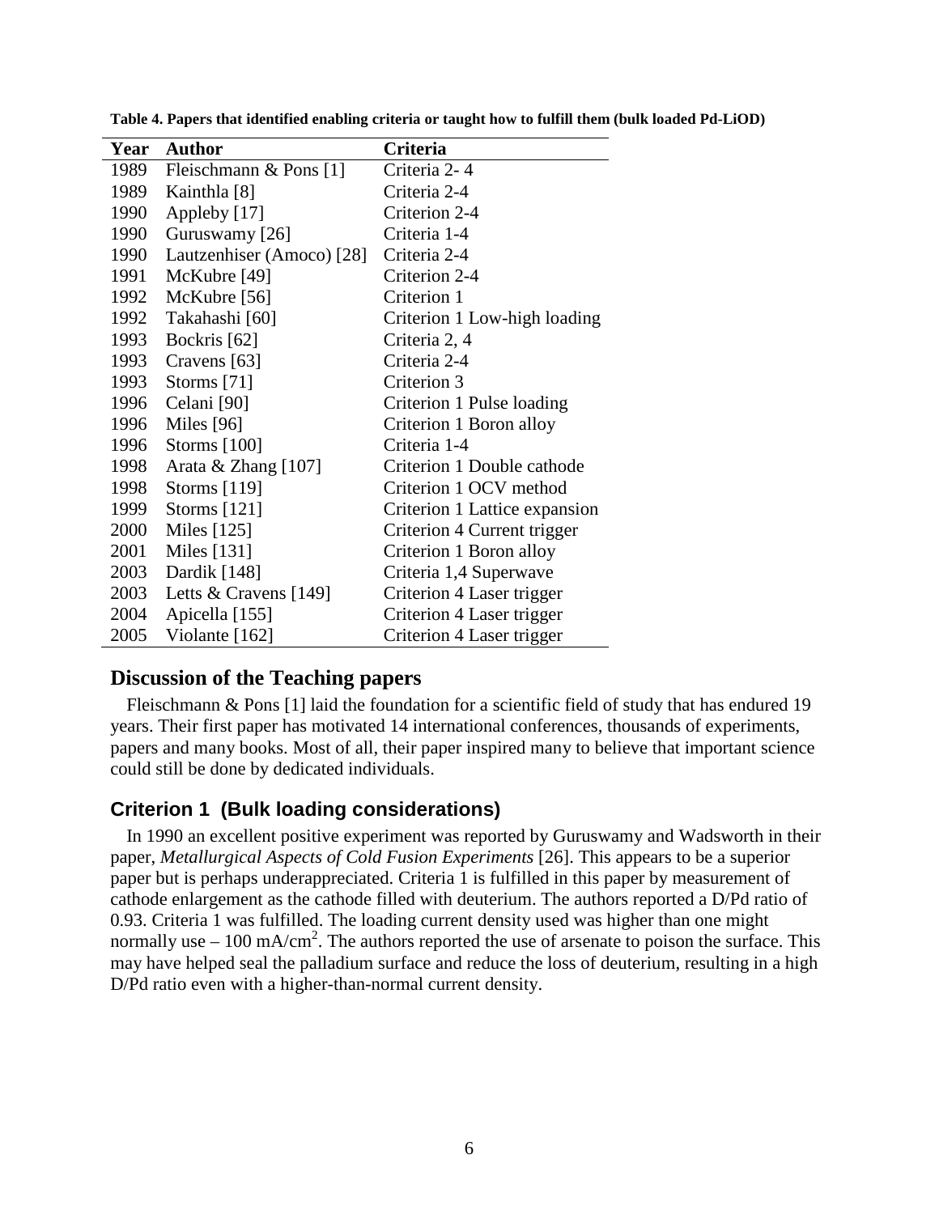**Table 4. Papers that identified enabling criteria or taught how to fulfill them (bulk loaded Pd-LiOD)**

| Year | Author | Criteria |
|---|---|---|
| 1989 | Fleischmann & Pons [1] | Criteria 2- 4 |
| 1989 | Kainthla [8] | Criteria 2-4 |
| 1990 | Appleby [17] | Criterion 2-4 |
| 1990 | Guruswamy [26] | Criteria 1-4 |
| 1990 | Lautzenhiser (Amoco) [28] | Criteria 2-4 |
| 1991 | McKubre [49] | Criterion 2-4 |
| 1992 | McKubre [56] | Criterion 1 |
| 1992 | Takahashi [60] | Criterion 1 Low-high loading |
| 1993 | Bockris [62] | Criteria 2, 4 |
| 1993 | Cravens [63] | Criteria 2-4 |
| 1993 | Storms [71] | Criterion 3 |
| 1996 | Celani [90] | Criterion 1 Pulse loading |
| 1996 | Miles [96] | Criterion 1 Boron alloy |
| 1996 | Storms [100] | Criteria 1-4 |
| 1998 | Arata & Zhang [107] | Criterion 1 Double cathode |
| 1998 | Storms [119] | Criterion 1 OCV method |
| 1999 | Storms [121] | Criterion 1 Lattice expansion |
| 2000 | Miles [125] | Criterion 4 Current trigger |
| 2001 | Miles [131] | Criterion 1 Boron alloy |
| 2003 | Dardik [148] | Criteria 1,4 Superwave |
| 2003 | Letts & Cravens [149] | Criterion 4 Laser trigger |
| 2004 | Apicella [155] | Criterion 4 Laser trigger |
| 2005 | Violante [162] | Criterion 4 Laser trigger |

## Discussion of the Teaching papers

Fleischmann & Pons [1] laid the foundation for a scientific field of study that has endured 19 years. Their first paper has motivated 14 international conferences, thousands of experiments, papers and many books. Most of all, their paper inspired many to believe that important science could still be done by dedicated individuals.

### Criterion 1 (Bulk loading considerations)

In 1990 an excellent positive experiment was reported by Guruswamy and Wadsworth in their paper, *Metallurgical Aspects of Cold Fusion Experiments* [26]. This appears to be a superior paper but is perhaps underappreciated. Criteria 1 is fulfilled in this paper by measurement of cathode enlargement as the cathode filled with deuterium. The authors reported a D/Pd ratio of 0.93. Criteria 1 was fulfilled. The loading current density used was higher than one might normally use – 100 $mA/cm^2$. The authors reported the use of arsenate to poison the surface. This may have helped seal the palladium surface and reduce the loss of deuterium, resulting in a high D/Pd ratio even with a higher-than-normal current density.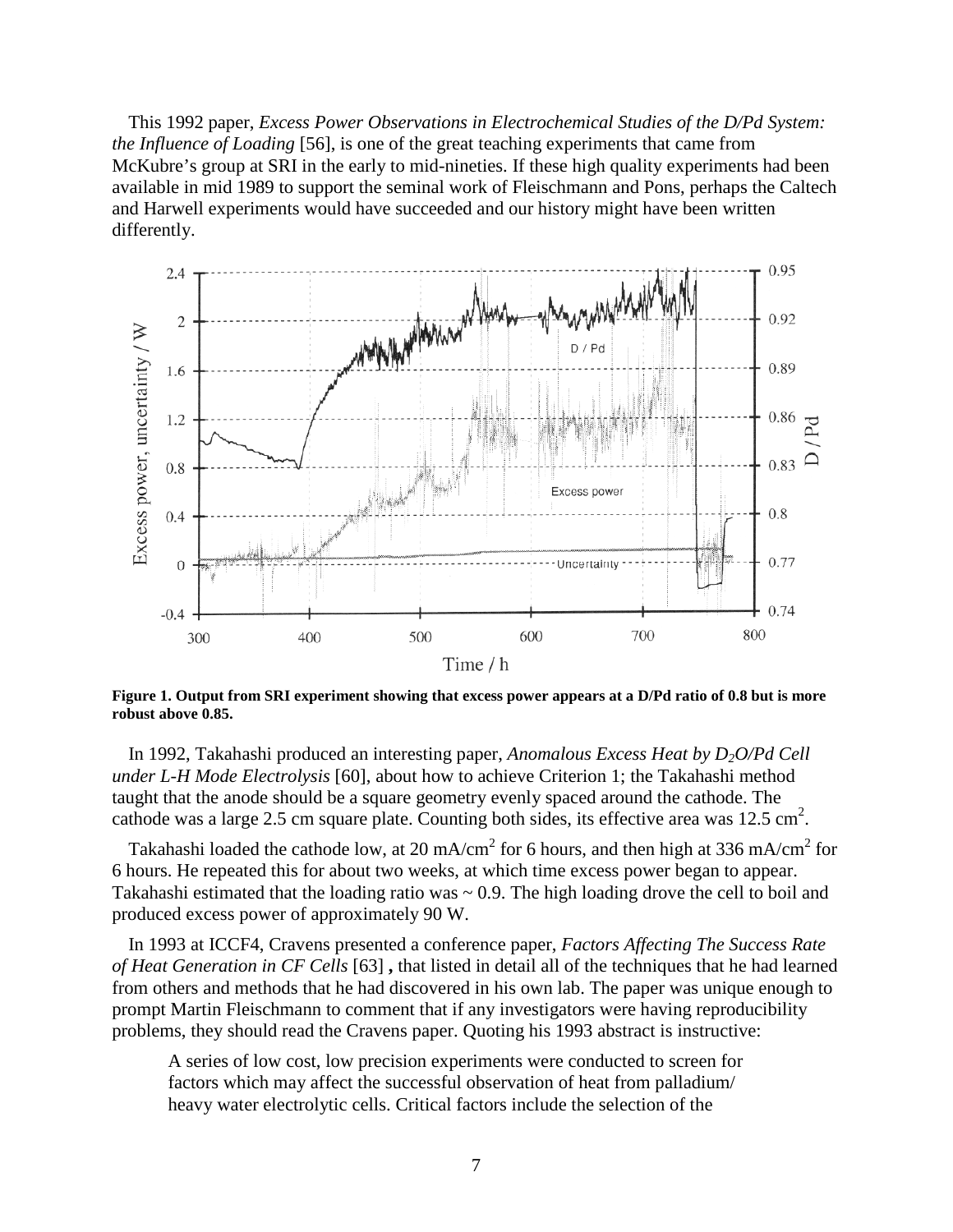This 1992 paper, *Excess Power Observations in Electrochemical Studies of the D/Pd System: the Influence of Loading* [56], is one of the great teaching experiments that came from McKubre's group at SRI in the early to mid-nineties. If these high quality experiments had been available in mid 1989 to support the seminal work of Fleischmann and Pons, perhaps the Caltech and Harwell experiments would have succeeded and our history might have been written differently.

**Figure 1. Output from SRI experiment showing that excess power appears at a D/Pd ratio of 0.8 but is more robust above 0.85.**

In 1992, Takahashi produced an interesting paper, *Anomalous Excess Heat by $D_2O$/Pd Cell under L-H Mode Electrolysis* [60], about how to achieve Criterion 1; the Takahashi method taught that the anode should be a square geometry evenly spaced around the cathode. The cathode was a large 2.5 cm square plate. Counting both sides, its effective area was 12.5 $cm^2$.

Takahashi loaded the cathode low, at 20 $mA/cm^2$ for 6 hours, and then high at 336 $mA/cm^2$ for 6 hours. He repeated this for about two weeks, at which time excess power began to appear. Takahashi estimated that the loading ratio was ~ 0.9. The high loading drove the cell to boil and produced excess power of approximately 90 W.

In 1993 at ICCF4, Cravens presented a conference paper, *Factors Affecting The Success Rate of Heat Generation in CF Cells* [63] **,** that listed in detail all of the techniques that he had learned from others and methods that he had discovered in his own lab. The paper was unique enough to prompt Martin Fleischmann to comment that if any investigators were having reproducibility problems, they should read the Cravens paper. Quoting his 1993 abstract is instructive:

> A series of low cost, low precision experiments were conducted to screen for factors which may affect the successful observation of heat from palladium/ heavy water electrolytic cells. Critical factors include the selection of the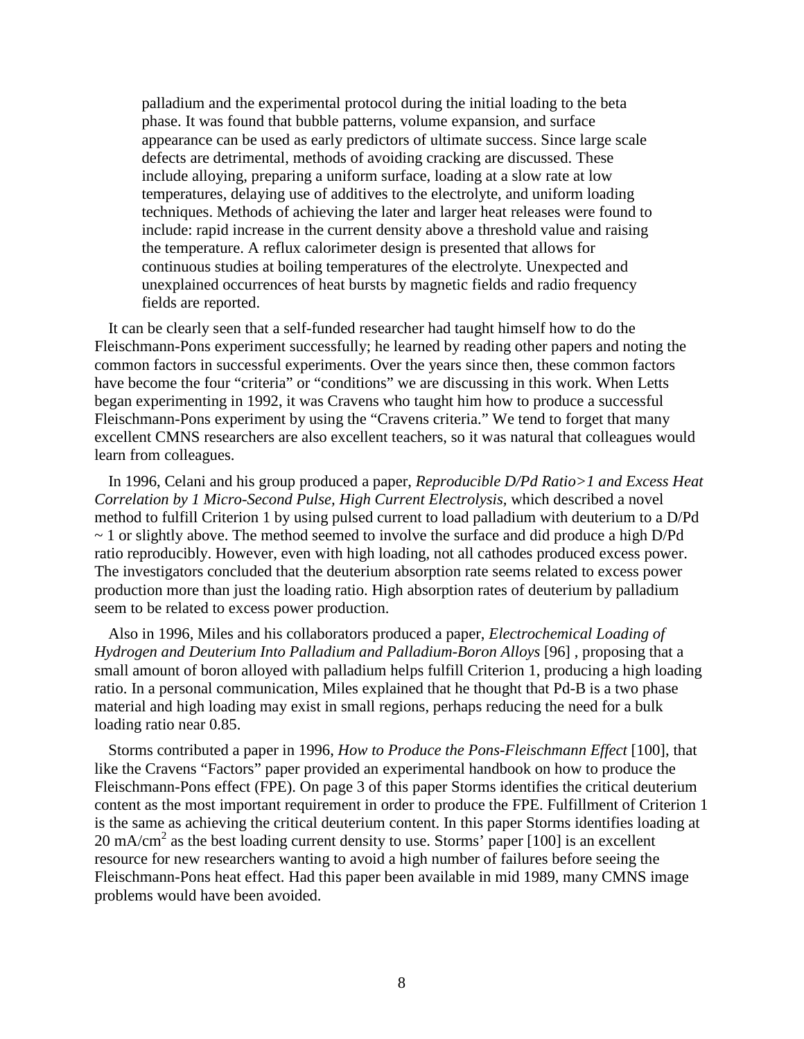> palladium and the experimental protocol during the initial loading to the beta phase. It was found that bubble patterns, volume expansion, and surface appearance can be used as early predictors of ultimate success. Since large scale defects are detrimental, methods of avoiding cracking are discussed. These include alloying, preparing a uniform surface, loading at a slow rate at low temperatures, delaying use of additives to the electrolyte, and uniform loading techniques. Methods of achieving the later and larger heat releases were found to include: rapid increase in the current density above a threshold value and raising the temperature. A reflux calorimeter design is presented that allows for continuous studies at boiling temperatures of the electrolyte. Unexpected and unexplained occurrences of heat bursts by magnetic fields and radio frequency fields are reported.

It can be clearly seen that a self-funded researcher had taught himself how to do the Fleischmann-Pons experiment successfully; he learned by reading other papers and noting the common factors in successful experiments. Over the years since then, these common factors have become the four "criteria" or "conditions" we are discussing in this work. When Letts began experimenting in 1992, it was Cravens who taught him how to produce a successful Fleischmann-Pons experiment by using the "Cravens criteria." We tend to forget that many excellent CMNS researchers are also excellent teachers, so it was natural that colleagues would learn from colleagues.

In 1996, Celani and his group produced a paper, *Reproducible D/Pd Ratio>1 and Excess Heat Correlation by 1 Micro-Second Pulse, High Current Electrolysis*, which described a novel method to fulfill Criterion 1 by using pulsed current to load palladium with deuterium to a D/Pd ~ 1 or slightly above. The method seemed to involve the surface and did produce a high D/Pd ratio reproducibly. However, even with high loading, not all cathodes produced excess power. The investigators concluded that the deuterium absorption rate seems related to excess power production more than just the loading ratio. High absorption rates of deuterium by palladium seem to be related to excess power production.

Also in 1996, Miles and his collaborators produced a paper, *Electrochemical Loading of Hydrogen and Deuterium Into Palladium and Palladium-Boron Alloys* [96] , proposing that a small amount of boron alloyed with palladium helps fulfill Criterion 1, producing a high loading ratio. In a personal communication, Miles explained that he thought that Pd-B is a two phase material and high loading may exist in small regions, perhaps reducing the need for a bulk loading ratio near 0.85.

Storms contributed a paper in 1996, *How to Produce the Pons-Fleischmann Effect* [100], that like the Cravens "Factors" paper provided an experimental handbook on how to produce the Fleischmann-Pons effect (FPE). On page 3 of this paper Storms identifies the critical deuterium content as the most important requirement in order to produce the FPE. Fulfillment of Criterion 1 is the same as achieving the critical deuterium content. In this paper Storms identifies loading at 20 $mA/cm^2$ as the best loading current density to use. Storms' paper [100] is an excellent resource for new researchers wanting to avoid a high number of failures before seeing the Fleischmann-Pons heat effect. Had this paper been available in mid 1989, many CMNS image problems would have been avoided.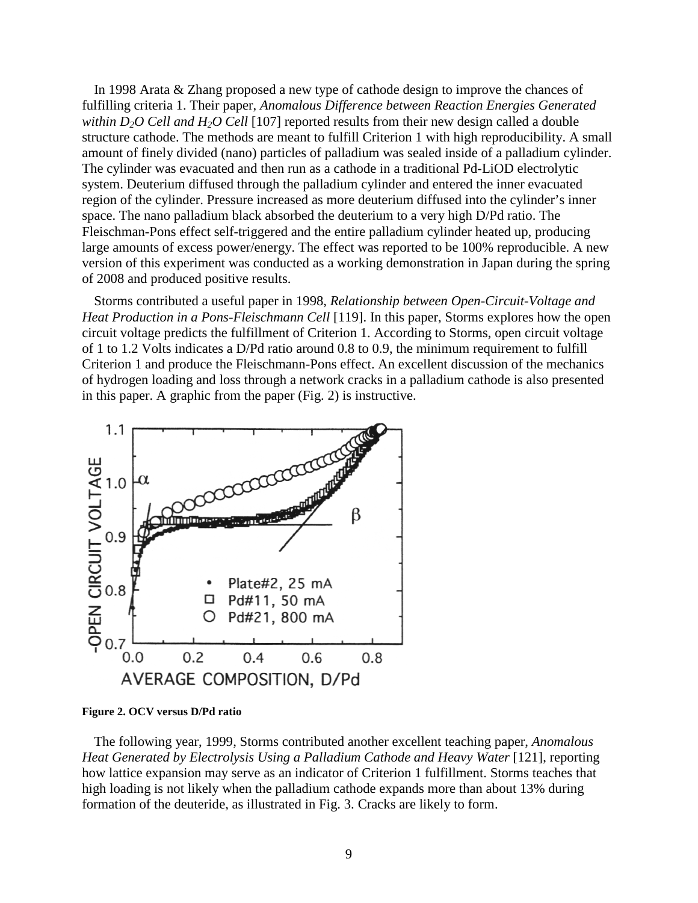In 1998 Arata & Zhang proposed a new type of cathode design to improve the chances of fulfilling criteria 1. Their paper, *Anomalous Difference between Reaction Energies Generated within $D_2O$ Cell and $H_2O$ Cell* [107] reported results from their new design called a double structure cathode. The methods are meant to fulfill Criterion 1 with high reproducibility. A small amount of finely divided (nano) particles of palladium was sealed inside of a palladium cylinder. The cylinder was evacuated and then run as a cathode in a traditional Pd-LiOD electrolytic system. Deuterium diffused through the palladium cylinder and entered the inner evacuated region of the cylinder. Pressure increased as more deuterium diffused into the cylinder's inner space. The nano palladium black absorbed the deuterium to a very high D/Pd ratio. The Fleischman-Pons effect self-triggered and the entire palladium cylinder heated up, producing large amounts of excess power/energy. The effect was reported to be 100% reproducible. A new version of this experiment was conducted as a working demonstration in Japan during the spring of 2008 and produced positive results.

Storms contributed a useful paper in 1998, *Relationship between Open-Circuit-Voltage and Heat Production in a Pons-Fleischmann Cell* [119]. In this paper, Storms explores how the open circuit voltage predicts the fulfillment of Criterion 1. According to Storms, open circuit voltage of 1 to 1.2 Volts indicates a D/Pd ratio around 0.8 to 0.9, the minimum requirement to fulfill Criterion 1 and produce the Fleischmann-Pons effect. An excellent discussion of the mechanics of hydrogen loading and loss through a network cracks in a palladium cathode is also presented in this paper. A graphic from the paper (Fig. 2) is instructive.

**Figure 2. OCV versus D/Pd ratio**

The following year, 1999, Storms contributed another excellent teaching paper, *Anomalous Heat Generated by Electrolysis Using a Palladium Cathode and Heavy Water* [121], reporting how lattice expansion may serve as an indicator of Criterion 1 fulfillment. Storms teaches that high loading is not likely when the palladium cathode expands more than about 13% during formation of the deuteride, as illustrated in Fig. 3. Cracks are likely to form.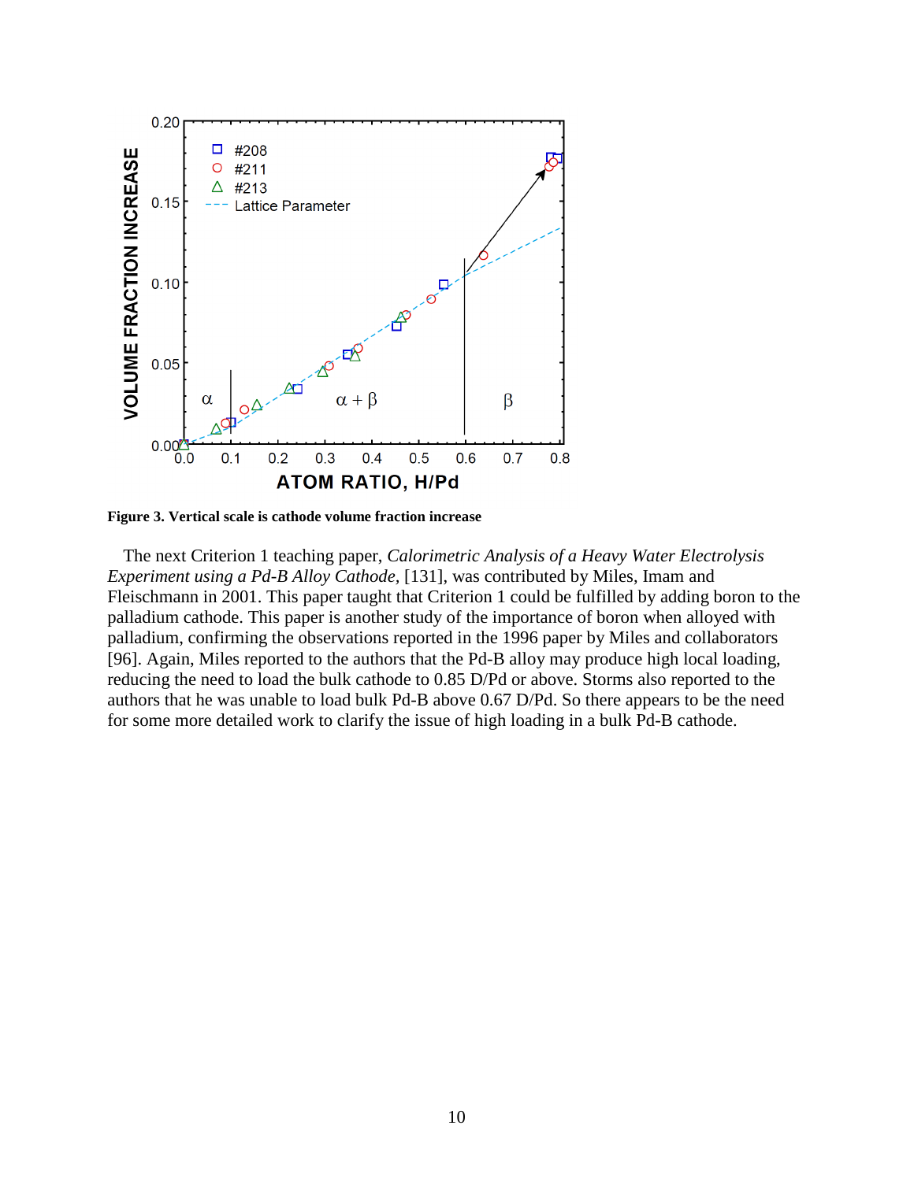**Figure 3. Vertical scale is cathode volume fraction increase**

The next Criterion 1 teaching paper, *Calorimetric Analysis of a Heavy Water Electrolysis Experiment using a Pd-B Alloy Cathode*, [131], was contributed by Miles, Imam and Fleischmann in 2001. This paper taught that Criterion 1 could be fulfilled by adding boron to the palladium cathode. This paper is another study of the importance of boron when alloyed with palladium, confirming the observations reported in the 1996 paper by Miles and collaborators [96]. Again, Miles reported to the authors that the Pd-B alloy may produce high local loading, reducing the need to load the bulk cathode to 0.85 D/Pd or above. Storms also reported to the authors that he was unable to load bulk Pd-B above 0.67 D/Pd. So there appears to be the need for some more detailed work to clarify the issue of high loading in a bulk Pd-B cathode.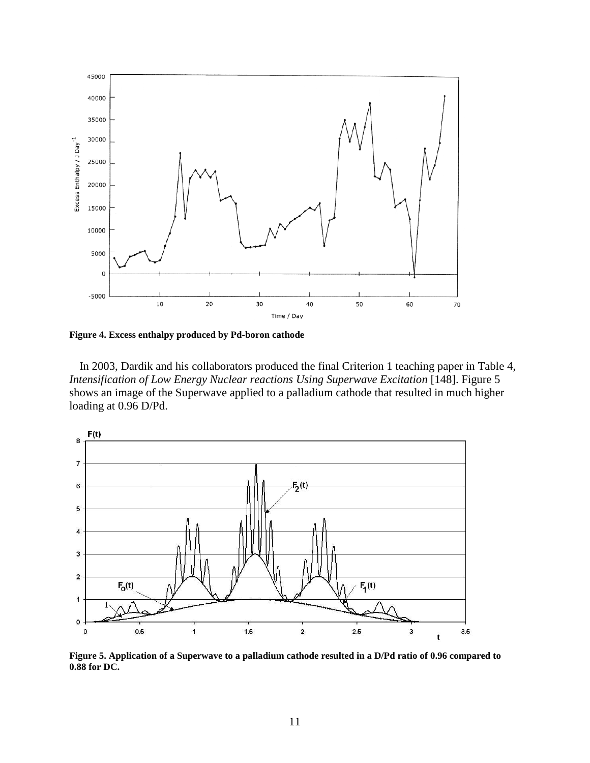**Figure 4. Excess enthalpy produced by Pd-boron cathode**

In 2003, Dardik and his collaborators produced the final Criterion 1 teaching paper in Table 4, *Intensification of Low Energy Nuclear reactions Using Superwave Excitation* [148]. Figure 5 shows an image of the Superwave applied to a palladium cathode that resulted in much higher loading at 0.96 D/Pd.

**Figure 5. Application of a Superwave to a palladium cathode resulted in a D/Pd ratio of 0.96 compared to 0.88 for DC.**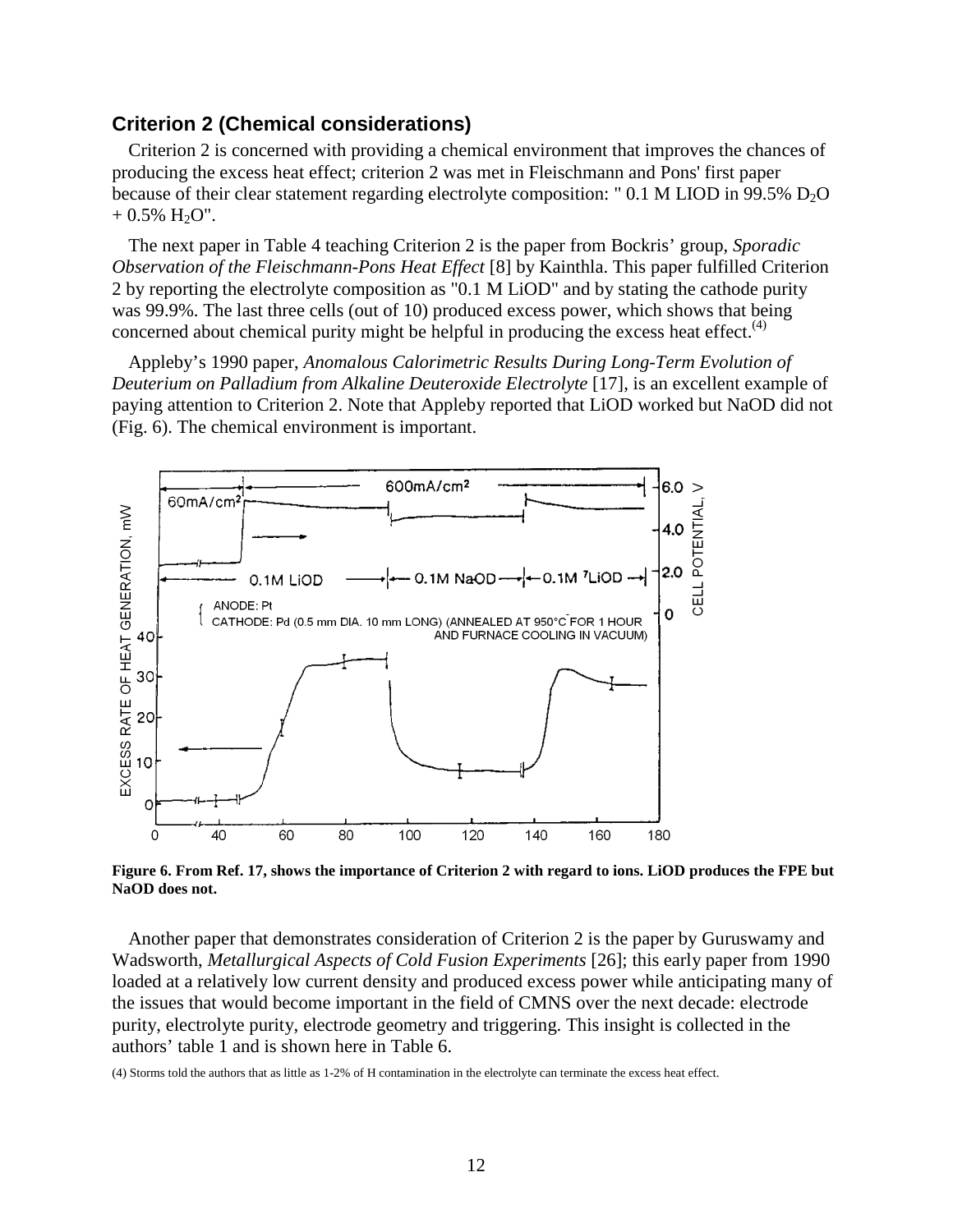### Criterion 2 (Chemical considerations)

Criterion 2 is concerned with providing a chemical environment that improves the chances of producing the excess heat effect; criterion 2 was met in Fleischmann and Pons' first paper because of their clear statement regarding electrolyte composition: " 0.1 M LIOD in 99.5% $D_2O$ + 0.5% $H_2O$".

The next paper in Table 4 teaching Criterion 2 is the paper from Bockris' group, *Sporadic Observation of the Fleischmann-Pons Heat Effect* [8] by Kainthla. This paper fulfilled Criterion 2 by reporting the electrolyte composition as "0.1 M LiOD" and by stating the cathode purity was 99.9%. The last three cells (out of 10) produced excess power, which shows that being concerned about chemical purity might be helpful in producing the excess heat effect.[(4)]

Appleby's 1990 paper, *Anomalous Calorimetric Results During Long-Term Evolution of Deuterium on Palladium from Alkaline Deuteroxide Electrolyte* [17], is an excellent example of paying attention to Criterion 2. Note that Appleby reported that LiOD worked but NaOD did not (Fig. 6). The chemical environment is important.

**Figure 6. From Ref. 17, shows the importance of Criterion 2 with regard to ions. LiOD produces the FPE but NaOD does not.**

Another paper that demonstrates consideration of Criterion 2 is the paper by Guruswamy and Wadsworth, *Metallurgical Aspects of Cold Fusion Experiments* [26]; this early paper from 1990 loaded at a relatively low current density and produced excess power while anticipating many of the issues that would become important in the field of CMNS over the next decade: electrode purity, electrolyte purity, electrode geometry and triggering. This insight is collected in the authors' table 1 and is shown here in Table 6.

(4) Storms told the authors that as little as 1-2% of H contamination in the electrolyte can terminate the excess heat effect.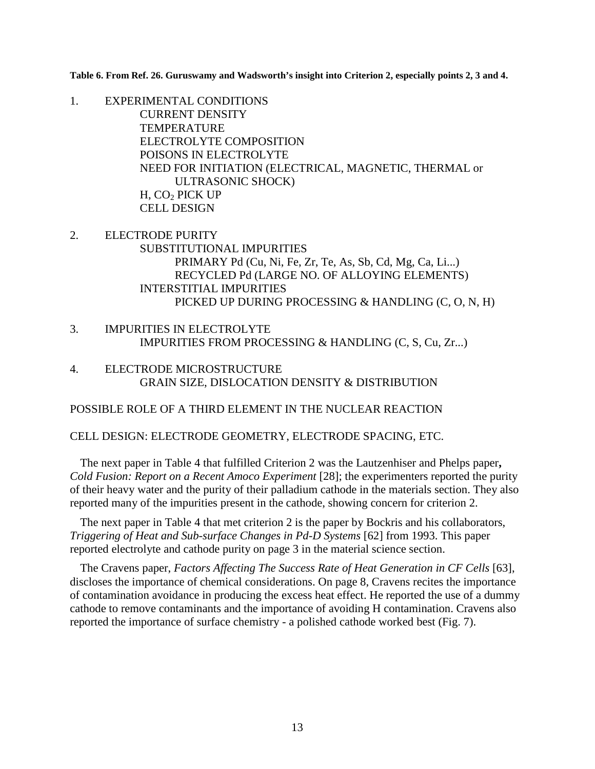**Table 6. From Ref. 26. Guruswamy and Wadsworth's insight into Criterion 2, especially points 2, 3 and 4.**

1. EXPERIMENTAL CONDITIONS
    - CURRENT DENSITY
    - TEMPERATURE
    - ELECTROLYTE COMPOSITION
    - POISONS IN ELECTROLYTE
    - NEED FOR INITIATION (ELECTRICAL, MAGNETIC, THERMAL or ULTRASONIC SHOCK)
    - H, $CO_2$ PICK UP
    - CELL DESIGN

2. ELECTRODE PURITY
    - SUBSTITUTIONAL IMPURITIES
        - PRIMARY Pd (Cu, Ni, Fe, Zr, Te, As, Sb, Cd, Mg, Ca, Li...)
        - RECYCLED Pd (LARGE NO. OF ALLOYING ELEMENTS)
    - INTERSTITIAL IMPURITIES
        - PICKED UP DURING PROCESSING & HANDLING (C, O, N, H)

3. IMPURITIES IN ELECTROLYTE
    - IMPURITIES FROM PROCESSING & HANDLING (C, S, Cu, Zr...)

4. ELECTRODE MICROSTRUCTURE
    - GRAIN SIZE, DISLOCATION DENSITY & DISTRIBUTION

POSSIBLE ROLE OF A THIRD ELEMENT IN THE NUCLEAR REACTION

CELL DESIGN: ELECTRODE GEOMETRY, ELECTRODE SPACING, ETC.

The next paper in Table 4 that fulfilled Criterion 2 was the Lautzenhiser and Phelps paper, *Cold Fusion: Report on a Recent Amoco Experiment* [28]; the experimenters reported the purity of their heavy water and the purity of their palladium cathode in the materials section. They also reported many of the impurities present in the cathode, showing concern for criterion 2.

The next paper in Table 4 that met criterion 2 is the paper by Bockris and his collaborators, *Triggering of Heat and Sub-surface Changes in Pd-D Systems* [62] from 1993. This paper reported electrolyte and cathode purity on page 3 in the material science section.

The Cravens paper, *Factors Affecting The Success Rate of Heat Generation in CF Cells* [63], discloses the importance of chemical considerations. On page 8, Cravens recites the importance of contamination avoidance in producing the excess heat effect. He reported the use of a dummy cathode to remove contaminants and the importance of avoiding H contamination. Cravens also reported the importance of surface chemistry - a polished cathode worked best (Fig. 7).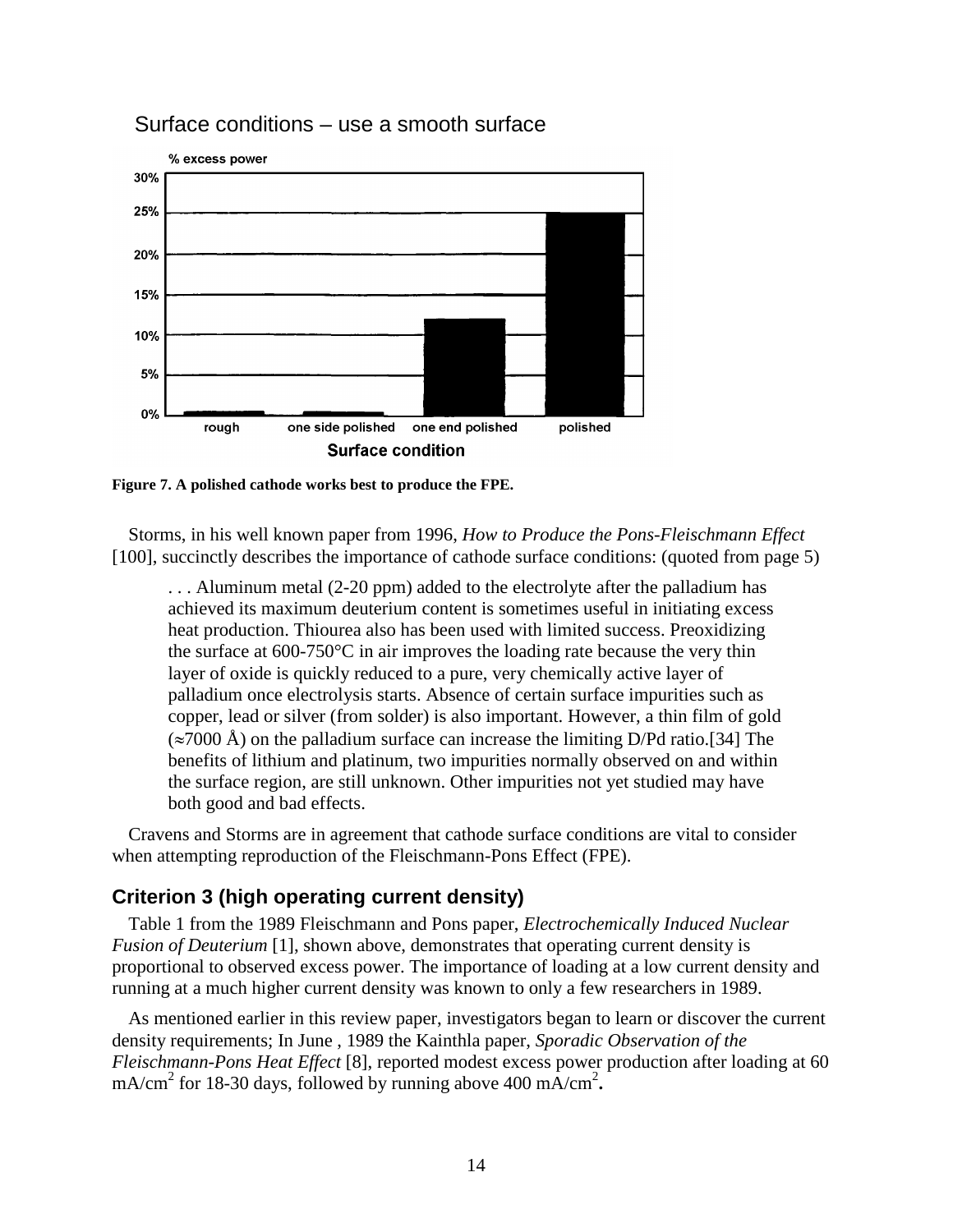Surface conditions – use a smooth surface

Figure 7. A polished cathode works best to produce the FPE.

Storms, in his well known paper from 1996, *How to Produce the Pons-Fleischmann Effect* [100], succinctly describes the importance of cathode surface conditions: (quoted from page 5)

> . . . Aluminum metal (2-20 ppm) added to the electrolyte after the palladium has achieved its maximum deuterium content is sometimes useful in initiating excess heat production. Thiourea also has been used with limited success. Preoxidizing the surface at 600-750°C in air improves the loading rate because the very thin layer of oxide is quickly reduced to a pure, very chemically active layer of palladium once electrolysis starts. Absence of certain surface impurities such as copper, lead or silver (from solder) is also important. However, a thin film of gold (≈7000 Å) on the palladium surface can increase the limiting D/Pd ratio.[34] The benefits of lithium and platinum, two impurities normally observed on and within the surface region, are still unknown. Other impurities not yet studied may have both good and bad effects.

Cravens and Storms are in agreement that cathode surface conditions are vital to consider when attempting reproduction of the Fleischmann-Pons Effect (FPE).

## Criterion 3 (high operating current density)

Table 1 from the 1989 Fleischmann and Pons paper, *Electrochemically Induced Nuclear Fusion of Deuterium* [1], shown above, demonstrates that operating current density is proportional to observed excess power. The importance of loading at a low current density and running at a much higher current density was known to only a few researchers in 1989.

As mentioned earlier in this review paper, investigators began to learn or discover the current density requirements; In June , 1989 the Kainthla paper, *Sporadic Observation of the Fleischmann-Pons Heat Effect* [8], reported modest excess power production after loading at 60 $mA/cm^2$ for 18-30 days, followed by running above 400 $mA/cm^2$.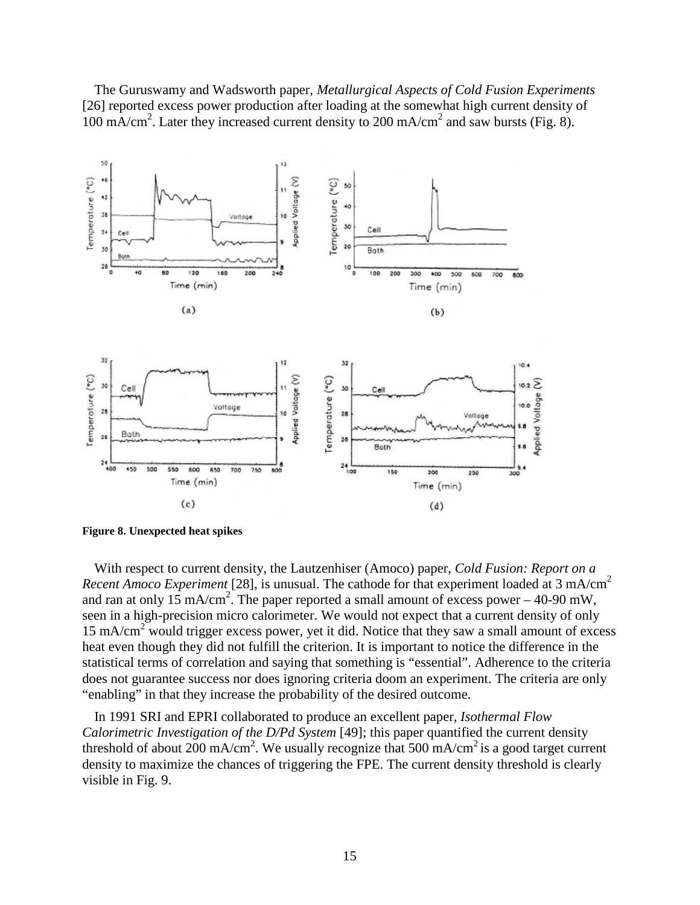The Guruswamy and Wadsworth paper, *Metallurgical Aspects of Cold Fusion Experiments* [26] reported excess power production after loading at the somewhat high current density of 100 mA/cm$^2$. Later they increased current density to 200 mA/cm$^2$ and saw bursts (Fig. 8).

**Figure 8. Unexpected heat spikes**

With respect to current density, the Lautzenhiser (Amoco) paper, *Cold Fusion: Report on a Recent Amoco Experiment* [28], is unusual. The cathode for that experiment loaded at 3 mA/cm$^2$ and ran at only 15 mA/cm$^2$. The paper reported a small amount of excess power – 40-90 mW, seen in a high-precision micro calorimeter. We would not expect that a current density of only 15 mA/cm$^2$ would trigger excess power, yet it did. Notice that they saw a small amount of excess heat even though they did not fulfill the criterion. It is important to notice the difference in the statistical terms of correlation and saying that something is "essential". Adherence to the criteria does not guarantee success nor does ignoring criteria doom an experiment. The criteria are only "enabling" in that they increase the probability of the desired outcome.

In 1991 SRI and EPRI collaborated to produce an excellent paper, *Isothermal Flow Calorimetric Investigation of the D/Pd System* [49]; this paper quantified the current density threshold of about 200 mA/cm$^2$. We usually recognize that 500 mA/cm$^2$ is a good target current density to maximize the chances of triggering the FPE. The current density threshold is clearly visible in Fig. 9.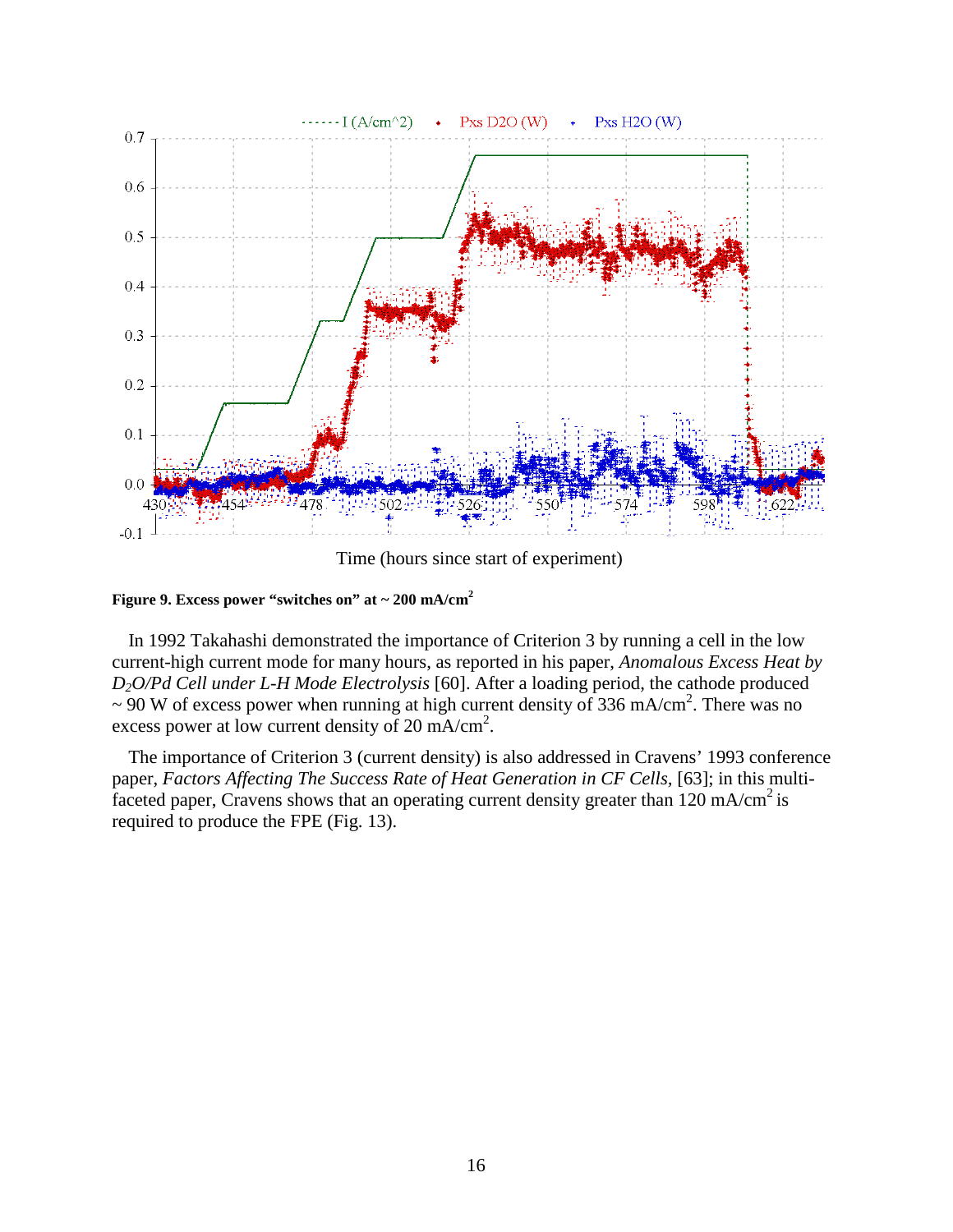**Figure 9. Excess power "switches on" at ~ 200 mA/cm²**

In 1992 Takahashi demonstrated the importance of Criterion 3 by running a cell in the low current-high current mode for many hours, as reported in his paper, *Anomalous Excess Heat by $D_2O$/Pd Cell under L-H Mode Electrolysis* [60]. After a loading period, the cathode produced ~ 90 W of excess power when running at high current density of 336 mA/cm$^2$. There was no excess power at low current density of 20 mA/cm$^2$.

The importance of Criterion 3 (current density) is also addressed in Cravens' 1993 conference paper, *Factors Affecting The Success Rate of Heat Generation in CF Cells*, [63]; in this multi-faceted paper, Cravens shows that an operating current density greater than 120 mA/cm$^2$ is required to produce the FPE (Fig. 13).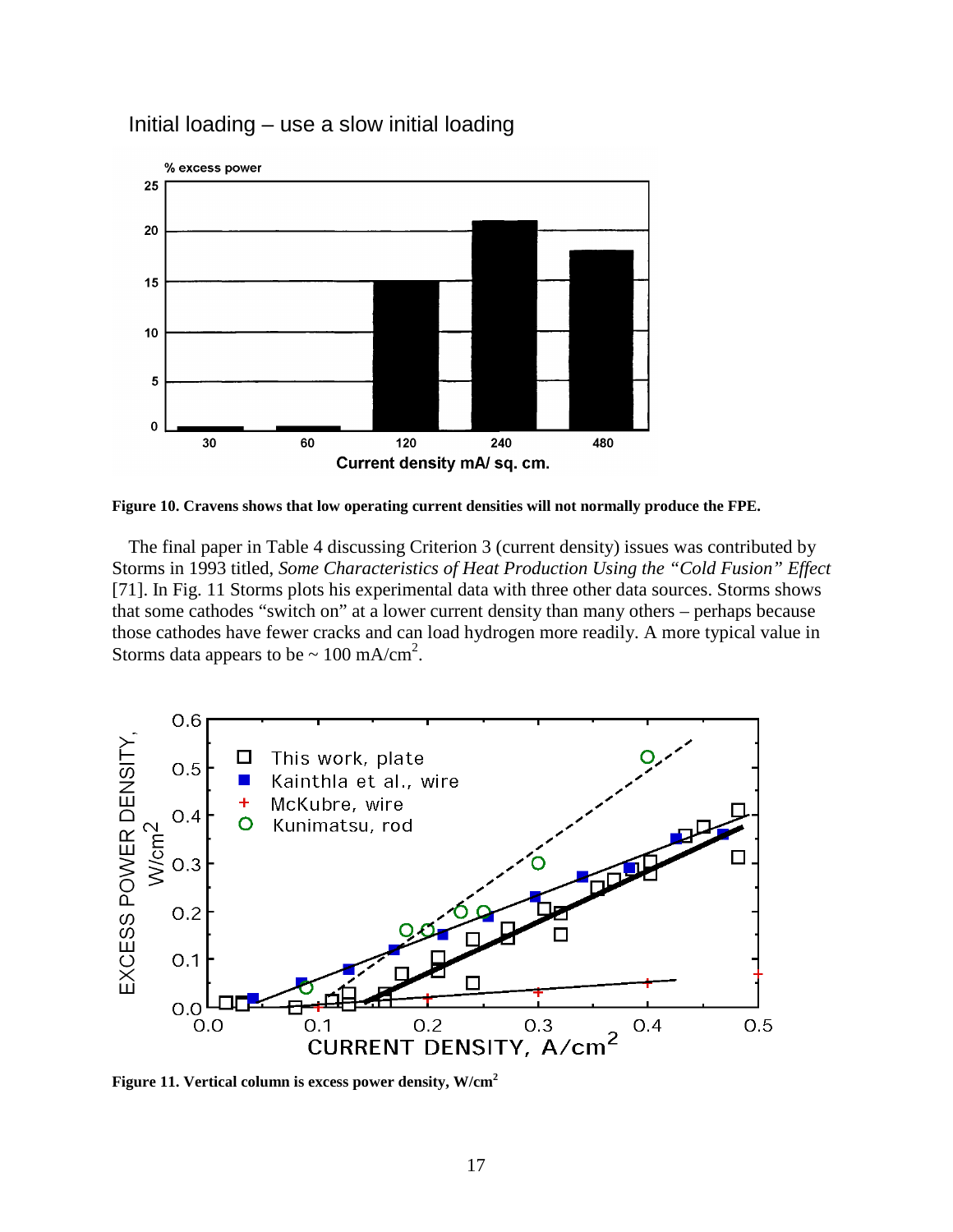Initial loading – use a slow initial loading

**Figure 10. Cravens shows that low operating current densities will not normally produce the FPE.**

The final paper in Table 4 discussing Criterion 3 (current density) issues was contributed by Storms in 1993 titled, *Some Characteristics of Heat Production Using the "Cold Fusion" Effect* [71]. In Fig. 11 Storms plots his experimental data with three other data sources. Storms shows that some cathodes "switch on" at a lower current density than many others – perhaps because those cathodes have fewer cracks and can load hydrogen more readily. A more typical value in Storms data appears to be ~ 100 mA/cm$^2$.

**Figure 11. Vertical column is excess power density, W/cm$^2$**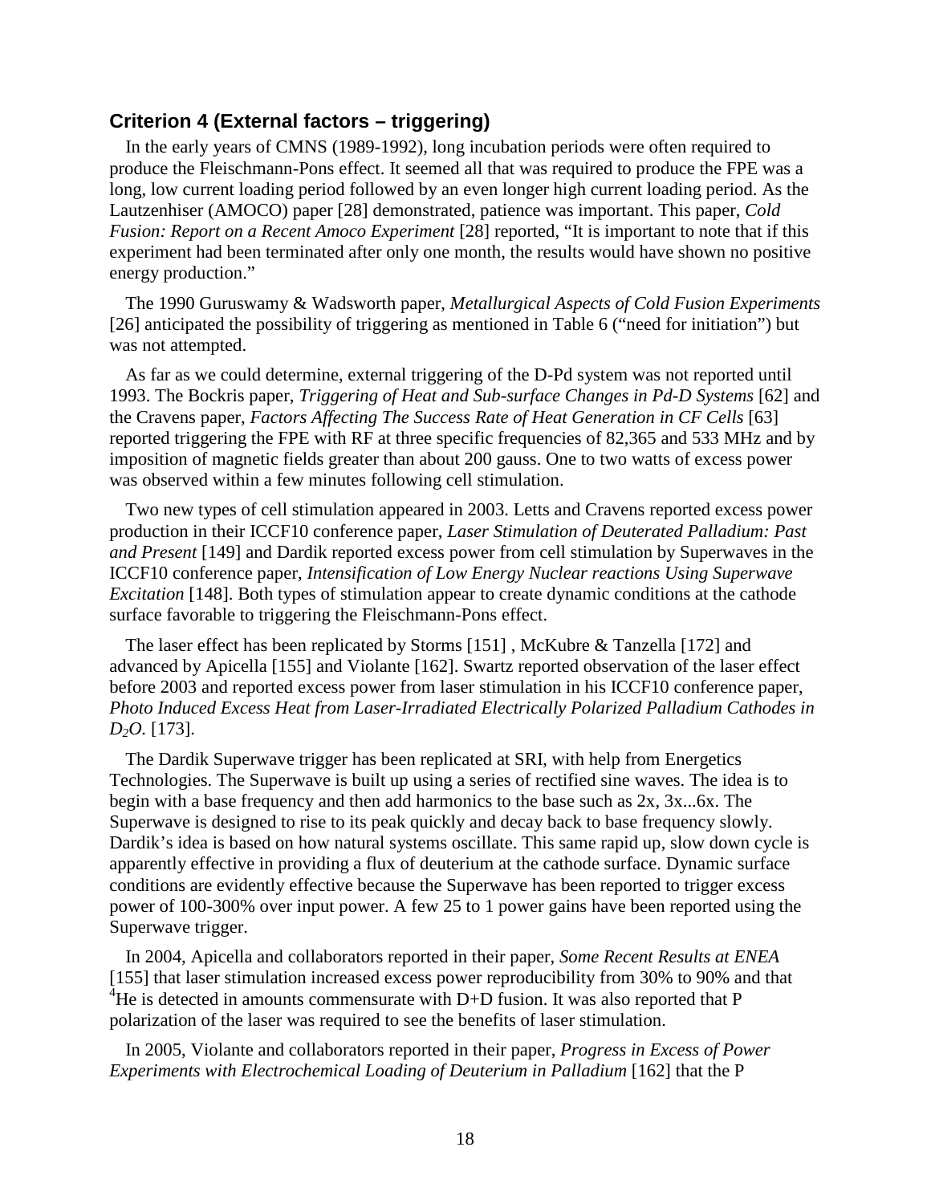### Criterion 4 (External factors – triggering)

In the early years of CMNS (1989-1992), long incubation periods were often required to produce the Fleischmann-Pons effect. It seemed all that was required to produce the FPE was a long, low current loading period followed by an even longer high current loading period. As the Lautzenhiser (AMOCO) paper [28] demonstrated, patience was important. This paper, *Cold Fusion: Report on a Recent Amoco Experiment* [28] reported, "It is important to note that if this experiment had been terminated after only one month, the results would have shown no positive energy production."

The 1990 Guruswamy & Wadsworth paper, *Metallurgical Aspects of Cold Fusion Experiments* [26] anticipated the possibility of triggering as mentioned in Table 6 ("need for initiation") but was not attempted.

As far as we could determine, external triggering of the D-Pd system was not reported until 1993. The Bockris paper, *Triggering of Heat and Sub-surface Changes in Pd-D Systems* [62] and the Cravens paper, *Factors Affecting The Success Rate of Heat Generation in CF Cells* [63] reported triggering the FPE with RF at three specific frequencies of 82,365 and 533 MHz and by imposition of magnetic fields greater than about 200 gauss. One to two watts of excess power was observed within a few minutes following cell stimulation.

Two new types of cell stimulation appeared in 2003. Letts and Cravens reported excess power production in their ICCF10 conference paper, *Laser Stimulation of Deuterated Palladium: Past and Present* [149] and Dardik reported excess power from cell stimulation by Superwaves in the ICCF10 conference paper, *Intensification of Low Energy Nuclear reactions Using Superwave Excitation* [148]. Both types of stimulation appear to create dynamic conditions at the cathode surface favorable to triggering the Fleischmann-Pons effect.

The laser effect has been replicated by Storms [151] , McKubre & Tanzella [172] and advanced by Apicella [155] and Violante [162]. Swartz reported observation of the laser effect before 2003 and reported excess power from laser stimulation in his ICCF10 conference paper, *Photo Induced Excess Heat from Laser-Irradiated Electrically Polarized Palladium Cathodes in $D_2O$.* [173].

The Dardik Superwave trigger has been replicated at SRI, with help from Energetics Technologies. The Superwave is built up using a series of rectified sine waves. The idea is to begin with a base frequency and then add harmonics to the base such as 2x, 3x...6x. The Superwave is designed to rise to its peak quickly and decay back to base frequency slowly. Dardik's idea is based on how natural systems oscillate. This same rapid up, slow down cycle is apparently effective in providing a flux of deuterium at the cathode surface. Dynamic surface conditions are evidently effective because the Superwave has been reported to trigger excess power of 100-300% over input power. A few 25 to 1 power gains have been reported using the Superwave trigger.

In 2004, Apicella and collaborators reported in their paper, *Some Recent Results at ENEA* [155] that laser stimulation increased excess power reproducibility from 30% to 90% and that $^4$He is detected in amounts commensurate with D+D fusion. It was also reported that P polarization of the laser was required to see the benefits of laser stimulation.

In 2005, Violante and collaborators reported in their paper, *Progress in Excess of Power Experiments with Electrochemical Loading of Deuterium in Palladium* [162] that the P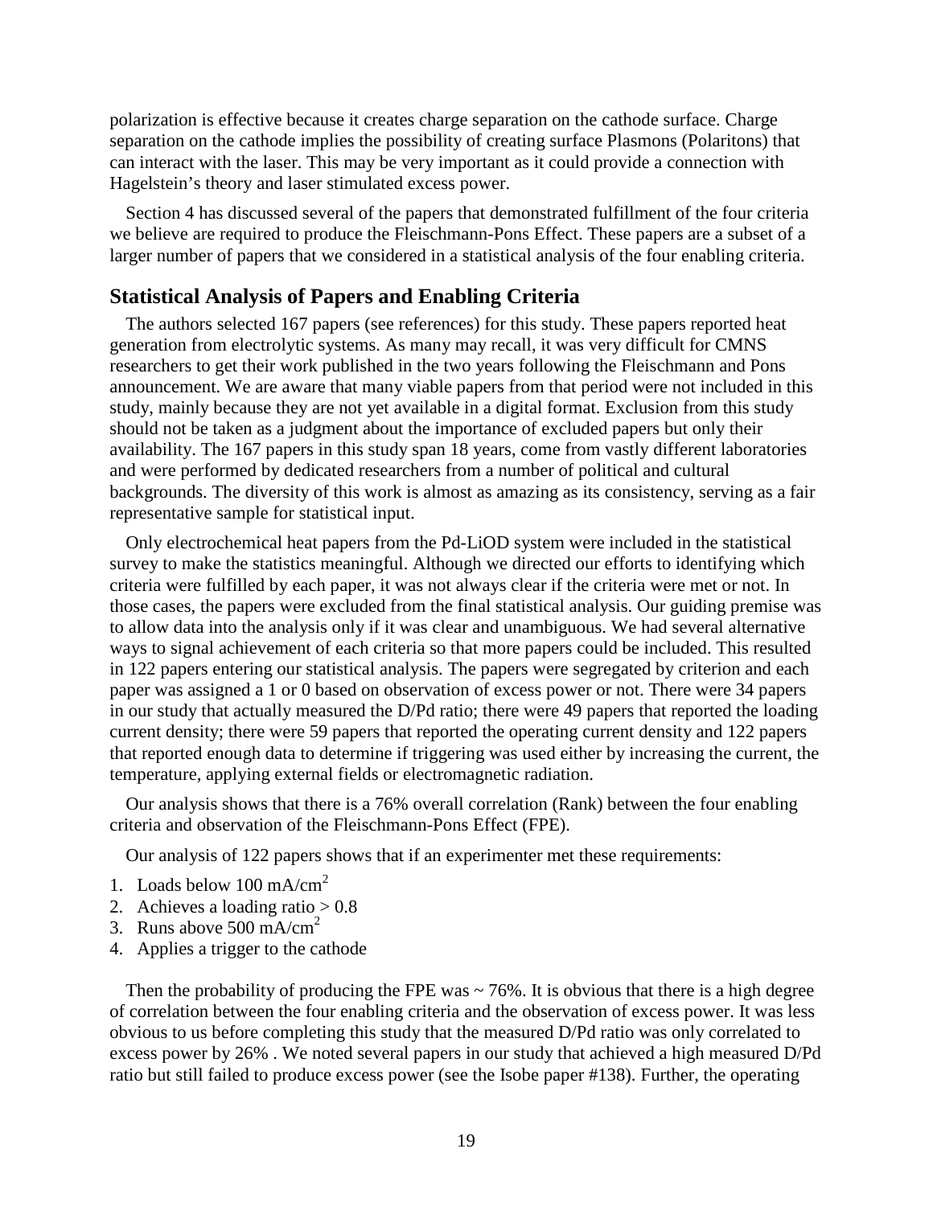polarization is effective because it creates charge separation on the cathode surface. Charge separation on the cathode implies the possibility of creating surface Plasmons (Polaritons) that can interact with the laser. This may be very important as it could provide a connection with Hagelstein's theory and laser stimulated excess power.

Section 4 has discussed several of the papers that demonstrated fulfillment of the four criteria we believe are required to produce the Fleischmann-Pons Effect. These papers are a subset of a larger number of papers that we considered in a statistical analysis of the four enabling criteria.

## Statistical Analysis of Papers and Enabling Criteria

The authors selected 167 papers (see references) for this study. These papers reported heat generation from electrolytic systems. As many may recall, it was very difficult for CMNS researchers to get their work published in the two years following the Fleischmann and Pons announcement. We are aware that many viable papers from that period were not included in this study, mainly because they are not yet available in a digital format. Exclusion from this study should not be taken as a judgment about the importance of excluded papers but only their availability. The 167 papers in this study span 18 years, come from vastly different laboratories and were performed by dedicated researchers from a number of political and cultural backgrounds. The diversity of this work is almost as amazing as its consistency, serving as a fair representative sample for statistical input.

Only electrochemical heat papers from the Pd-LiOD system were included in the statistical survey to make the statistics meaningful. Although we directed our efforts to identifying which criteria were fulfilled by each paper, it was not always clear if the criteria were met or not. In those cases, the papers were excluded from the final statistical analysis. Our guiding premise was to allow data into the analysis only if it was clear and unambiguous. We had several alternative ways to signal achievement of each criteria so that more papers could be included. This resulted in 122 papers entering our statistical analysis. The papers were segregated by criterion and each paper was assigned a 1 or 0 based on observation of excess power or not. There were 34 papers in our study that actually measured the D/Pd ratio; there were 49 papers that reported the loading current density; there were 59 papers that reported the operating current density and 122 papers that reported enough data to determine if triggering was used either by increasing the current, the temperature, applying external fields or electromagnetic radiation.

Our analysis shows that there is a 76% overall correlation (Rank) between the four enabling criteria and observation of the Fleischmann-Pons Effect (FPE).

Our analysis of 122 papers shows that if an experimenter met these requirements:

1. Loads below 100 $mA/cm^2$
2. Achieves a loading ratio > 0.8
3. Runs above 500 $mA/cm^2$
4. Applies a trigger to the cathode

Then the probability of producing the FPE was ~ 76%. It is obvious that there is a high degree of correlation between the four enabling criteria and the observation of excess power. It was less obvious to us before completing this study that the measured D/Pd ratio was only correlated to excess power by 26% . We noted several papers in our study that achieved a high measured D/Pd ratio but still failed to produce excess power (see the Isobe paper #138). Further, the operating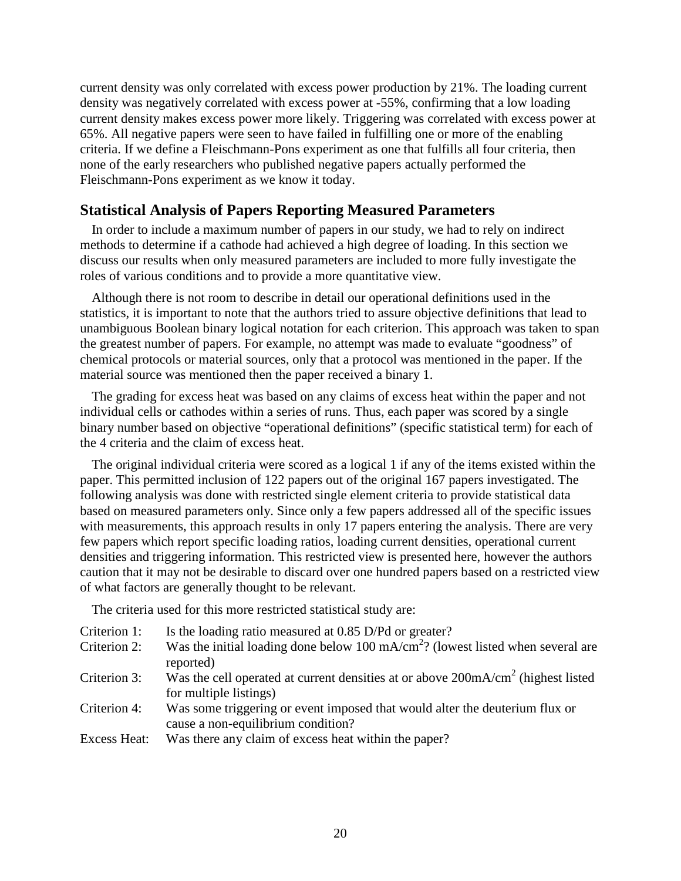current density was only correlated with excess power production by 21%. The loading current density was negatively correlated with excess power at -55%, confirming that a low loading current density makes excess power more likely. Triggering was correlated with excess power at 65%. All negative papers were seen to have failed in fulfilling one or more of the enabling criteria. If we define a Fleischmann-Pons experiment as one that fulfills all four criteria, then none of the early researchers who published negative papers actually performed the Fleischmann-Pons experiment as we know it today.

## Statistical Analysis of Papers Reporting Measured Parameters

In order to include a maximum number of papers in our study, we had to rely on indirect methods to determine if a cathode had achieved a high degree of loading. In this section we discuss our results when only measured parameters are included to more fully investigate the roles of various conditions and to provide a more quantitative view.

Although there is not room to describe in detail our operational definitions used in the statistics, it is important to note that the authors tried to assure objective definitions that lead to unambiguous Boolean binary logical notation for each criterion. This approach was taken to span the greatest number of papers. For example, no attempt was made to evaluate "goodness" of chemical protocols or material sources, only that a protocol was mentioned in the paper. If the material source was mentioned then the paper received a binary 1.

The grading for excess heat was based on any claims of excess heat within the paper and not individual cells or cathodes within a series of runs. Thus, each paper was scored by a single binary number based on objective "operational definitions" (specific statistical term) for each of the 4 criteria and the claim of excess heat.

The original individual criteria were scored as a logical 1 if any of the items existed within the paper. This permitted inclusion of 122 papers out of the original 167 papers investigated. The following analysis was done with restricted single element criteria to provide statistical data based on measured parameters only. Since only a few papers addressed all of the specific issues with measurements, this approach results in only 17 papers entering the analysis. There are very few papers which report specific loading ratios, loading current densities, operational current densities and triggering information. This restricted view is presented here, however the authors caution that it may not be desirable to discard over one hundred papers based on a restricted view of what factors are generally thought to be relevant.

The criteria used for this more restricted statistical study are:

- Criterion 1: Is the loading ratio measured at 0.85 D/Pd or greater?
- Criterion 2: Was the initial loading done below 100 $mA/cm^2$? (lowest listed when several are reported)
- Criterion 3: Was the cell operated at current densities at or above 200$mA/cm^2$ (highest listed for multiple listings)
- Criterion 4: Was some triggering or event imposed that would alter the deuterium flux or cause a non-equilibrium condition?
- Excess Heat: Was there any claim of excess heat within the paper?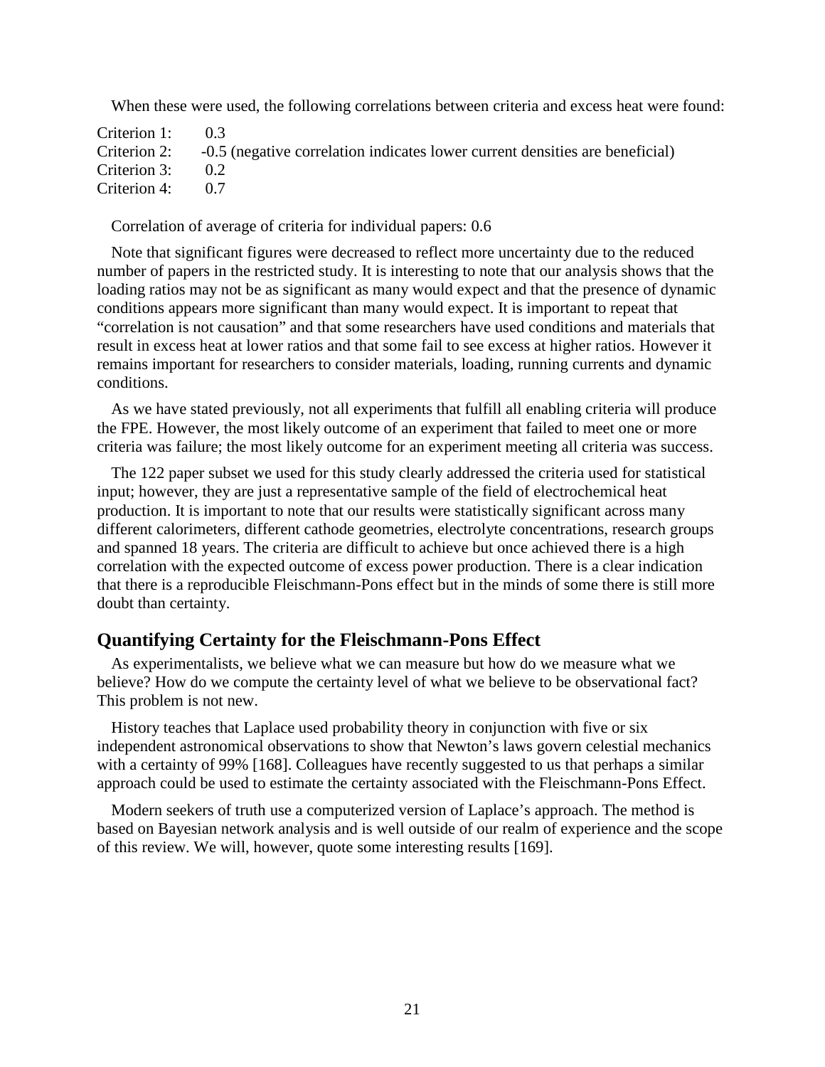When these were used, the following correlations between criteria and excess heat were found:

Criterion 1: 0.3
Criterion 2: -0.5 (negative correlation indicates lower current densities are beneficial)
Criterion 3: 0.2
Criterion 4: 0.7

Correlation of average of criteria for individual papers: 0.6

Note that significant figures were decreased to reflect more uncertainty due to the reduced number of papers in the restricted study. It is interesting to note that our analysis shows that the loading ratios may not be as significant as many would expect and that the presence of dynamic conditions appears more significant than many would expect. It is important to repeat that "correlation is not causation" and that some researchers have used conditions and materials that result in excess heat at lower ratios and that some fail to see excess at higher ratios. However it remains important for researchers to consider materials, loading, running currents and dynamic conditions.

As we have stated previously, not all experiments that fulfill all enabling criteria will produce the FPE. However, the most likely outcome of an experiment that failed to meet one or more criteria was failure; the most likely outcome for an experiment meeting all criteria was success.

The 122 paper subset we used for this study clearly addressed the criteria used for statistical input; however, they are just a representative sample of the field of electrochemical heat production. It is important to note that our results were statistically significant across many different calorimeters, different cathode geometries, electrolyte concentrations, research groups and spanned 18 years. The criteria are difficult to achieve but once achieved there is a high correlation with the expected outcome of excess power production. There is a clear indication that there is a reproducible Fleischmann-Pons effect but in the minds of some there is still more doubt than certainty.

## Quantifying Certainty for the Fleischmann-Pons Effect

As experimentalists, we believe what we can measure but how do we measure what we believe? How do we compute the certainty level of what we believe to be observational fact? This problem is not new.

History teaches that Laplace used probability theory in conjunction with five or six independent astronomical observations to show that Newton's laws govern celestial mechanics with a certainty of 99% [168]. Colleagues have recently suggested to us that perhaps a similar approach could be used to estimate the certainty associated with the Fleischmann-Pons Effect.

Modern seekers of truth use a computerized version of Laplace's approach. The method is based on Bayesian network analysis and is well outside of our realm of experience and the scope of this review. We will, however, quote some interesting results [169].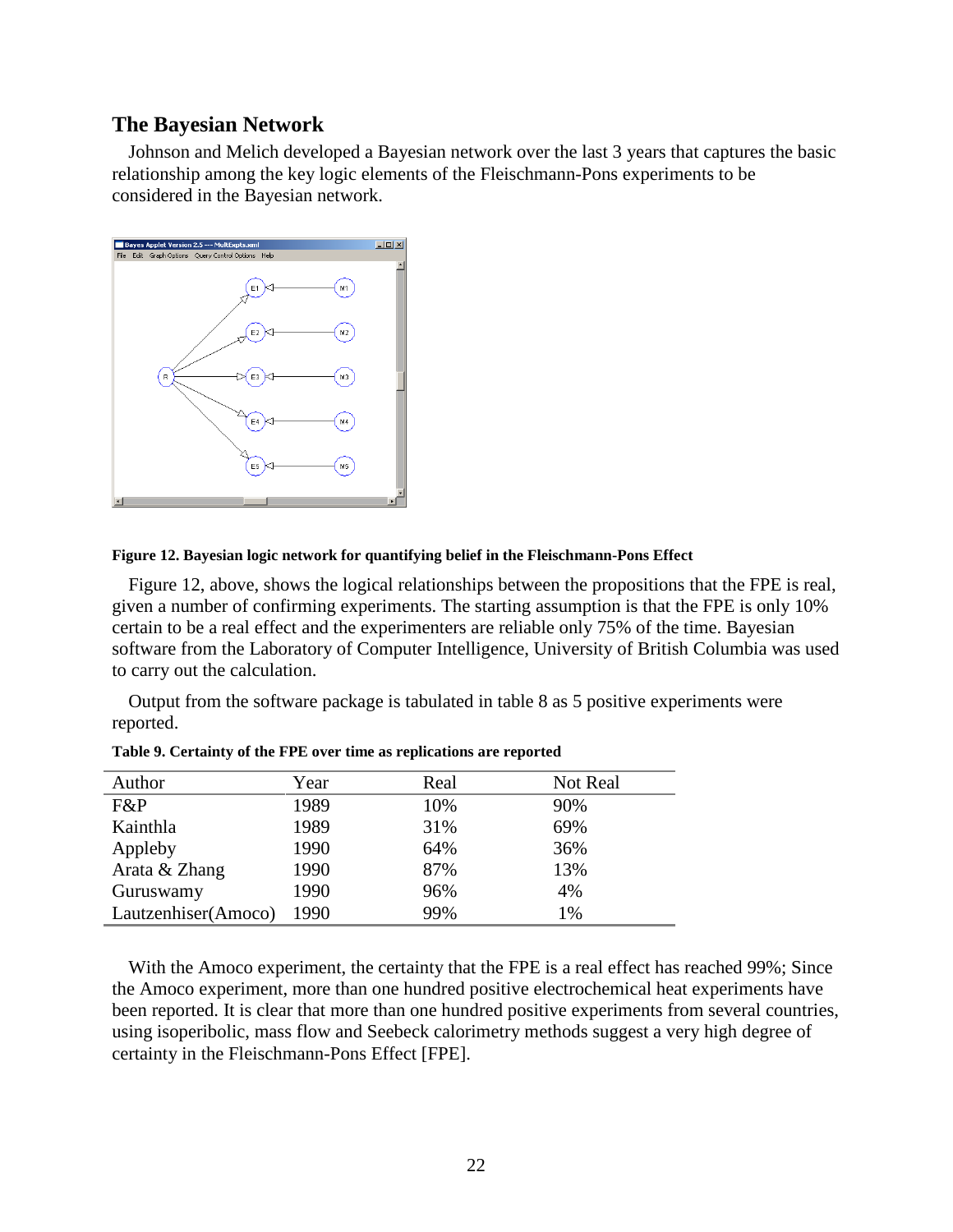## The Bayesian Network

Johnson and Melich developed a Bayesian network over the last 3 years that captures the basic relationship among the key logic elements of the Fleischmann-Pons experiments to be considered in the Bayesian network.

**Figure 12. Bayesian logic network for quantifying belief in the Fleischmann-Pons Effect**

Figure 12, above, shows the logical relationships between the propositions that the FPE is real, given a number of confirming experiments. The starting assumption is that the FPE is only 10% certain to be a real effect and the experimenters are reliable only 75% of the time. Bayesian software from the Laboratory of Computer Intelligence, University of British Columbia was used to carry out the calculation.

Output from the software package is tabulated in table 8 as 5 positive experiments were reported.

**Table 9. Certainty of the FPE over time as replications are reported**

| Author | Year | Real | Not Real |
|---|---|---|---|
| F&P | 1989 | 10% | 90% |
| Kainthla | 1989 | 31% | 69% |
| Appleby | 1990 | 64% | 36% |
| Arata & Zhang | 1990 | 87% | 13% |
| Guruswamy | 1990 | 96% | 4% |
| Lautzenhiser(Amoco) | 1990 | 99% | 1% |

With the Amoco experiment, the certainty that the FPE is a real effect has reached 99%; Since the Amoco experiment, more than one hundred positive electrochemical heat experiments have been reported. It is clear that more than one hundred positive experiments from several countries, using isoperibolic, mass flow and Seebeck calorimetry methods suggest a very high degree of certainty in the Fleischmann-Pons Effect [FPE].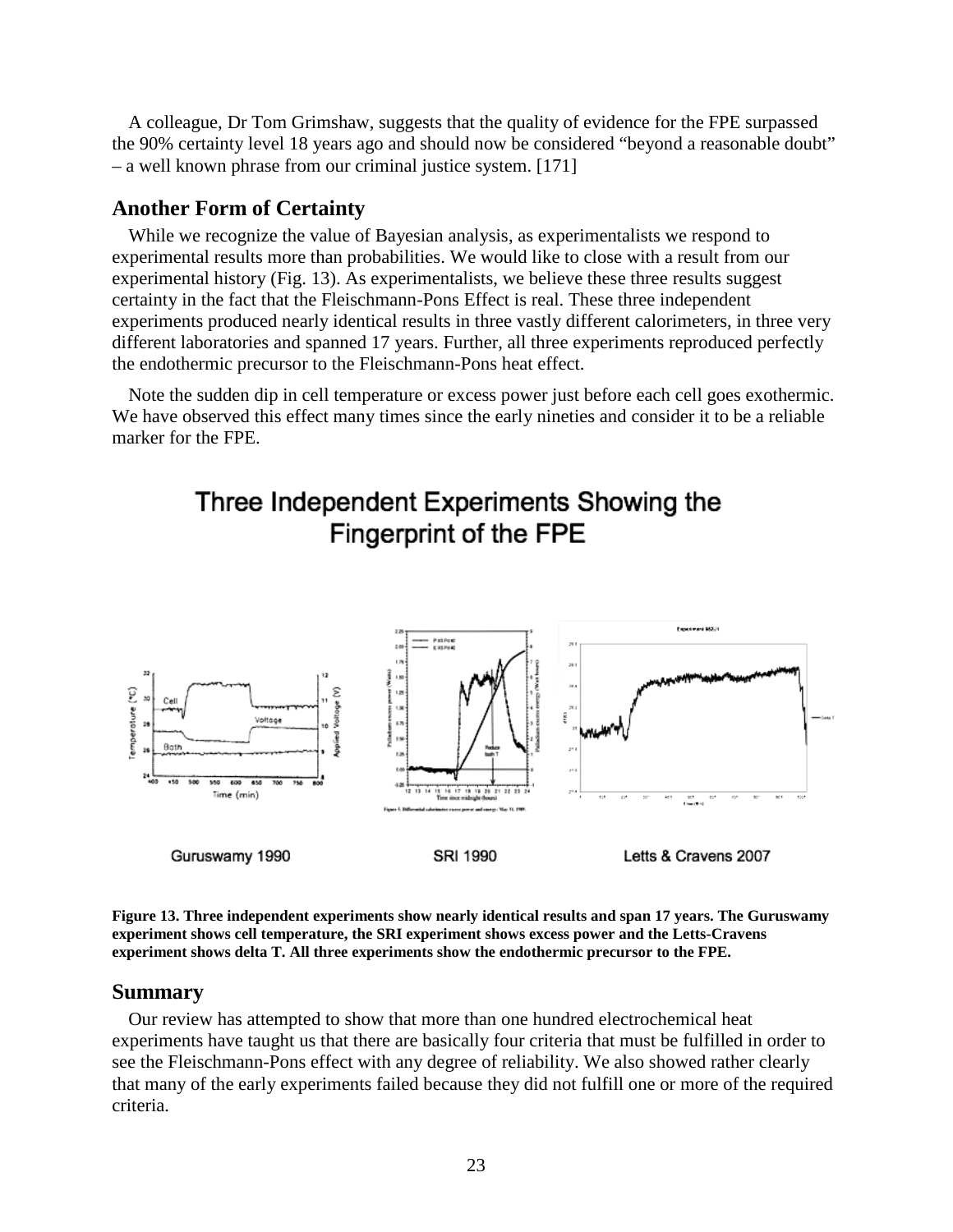A colleague, Dr Tom Grimshaw, suggests that the quality of evidence for the FPE surpassed the 90% certainty level 18 years ago and should now be considered "beyond a reasonable doubt" – a well known phrase from our criminal justice system. [171]

## Another Form of Certainty

While we recognize the value of Bayesian analysis, as experimentalists we respond to experimental results more than probabilities. We would like to close with a result from our experimental history (Fig. 13). As experimentalists, we believe these three results suggest certainty in the fact that the Fleischmann-Pons Effect is real. These three independent experiments produced nearly identical results in three vastly different calorimeters, in three very different laboratories and spanned 17 years. Further, all three experiments reproduced perfectly the endothermic precursor to the Fleischmann-Pons heat effect.

Note the sudden dip in cell temperature or excess power just before each cell goes exothermic. We have observed this effect many times since the early nineties and consider it to be a reliable marker for the FPE.

**Three Independent Experiments Showing the Fingerprint of the FPE**

Guruswamy 1990 | SRI 1990 | Letts & Cravens 2007

**Figure 13. Three independent experiments show nearly identical results and span 17 years. The Guruswamy experiment shows cell temperature, the SRI experiment shows excess power and the Letts-Cravens experiment shows delta T. All three experiments show the endothermic precursor to the FPE.**

## Summary

Our review has attempted to show that more than one hundred electrochemical heat experiments have taught us that there are basically four criteria that must be fulfilled in order to see the Fleischmann-Pons effect with any degree of reliability. We also showed rather clearly that many of the early experiments failed because they did not fulfill one or more of the required criteria.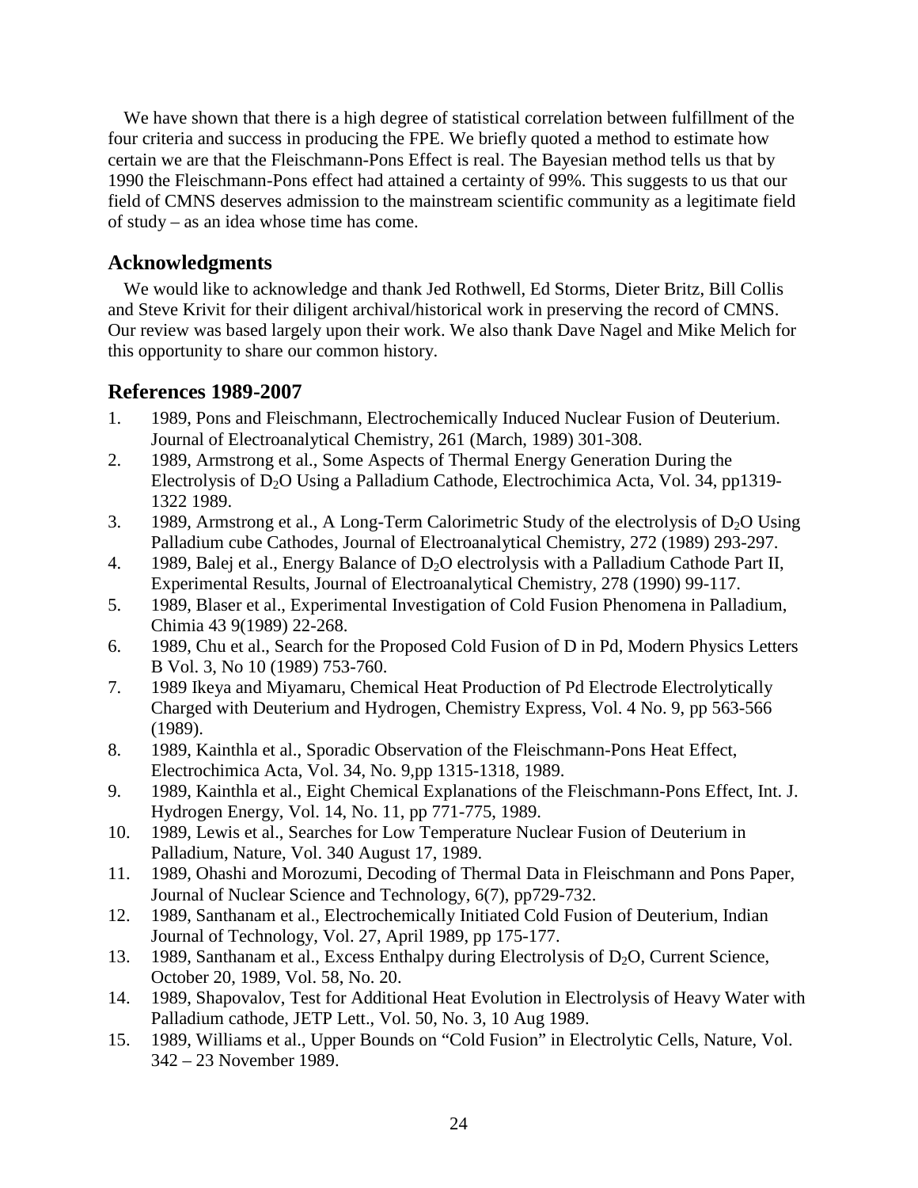We have shown that there is a high degree of statistical correlation between fulfillment of the four criteria and success in producing the FPE. We briefly quoted a method to estimate how certain we are that the Fleischmann-Pons Effect is real. The Bayesian method tells us that by 1990 the Fleischmann-Pons effect had attained a certainty of 99%. This suggests to us that our field of CMNS deserves admission to the mainstream scientific community as a legitimate field of study – as an idea whose time has come.

## Acknowledgments

We would like to acknowledge and thank Jed Rothwell, Ed Storms, Dieter Britz, Bill Collis and Steve Krivit for their diligent archival/historical work in preserving the record of CMNS. Our review was based largely upon their work. We also thank Dave Nagel and Mike Melich for this opportunity to share our common history.

## References 1989-2007

1. 1989, Pons and Fleischmann, Electrochemically Induced Nuclear Fusion of Deuterium. Journal of Electroanalytical Chemistry, 261 (March, 1989) 301-308.
2. 1989, Armstrong et al., Some Aspects of Thermal Energy Generation During the Electrolysis of $D_2O$ Using a Palladium Cathode, Electrochimica Acta, Vol. 34, pp1319-1322 1989.
3. 1989, Armstrong et al., A Long-Term Calorimetric Study of the electrolysis of $D_2O$ Using Palladium cube Cathodes, Journal of Electroanalytical Chemistry, 272 (1989) 293-297.
4. 1989, Balej et al., Energy Balance of $D_2O$ electrolysis with a Palladium Cathode Part II, Experimental Results, Journal of Electroanalytical Chemistry, 278 (1990) 99-117.
5. 1989, Blaser et al., Experimental Investigation of Cold Fusion Phenomena in Palladium, Chimia 43 9(1989) 22-268.
6. 1989, Chu et al., Search for the Proposed Cold Fusion of D in Pd, Modern Physics Letters B Vol. 3, No 10 (1989) 753-760.
7. 1989 Ikeya and Miyamaru, Chemical Heat Production of Pd Electrode Electrolytically Charged with Deuterium and Hydrogen, Chemistry Express, Vol. 4 No. 9, pp 563-566 (1989).
8. 1989, Kainthla et al., Sporadic Observation of the Fleischmann-Pons Heat Effect, Electrochimica Acta, Vol. 34, No. 9,pp 1315-1318, 1989.
9. 1989, Kainthla et al., Eight Chemical Explanations of the Fleischmann-Pons Effect, Int. J. Hydrogen Energy, Vol. 14, No. 11, pp 771-775, 1989.
10. 1989, Lewis et al., Searches for Low Temperature Nuclear Fusion of Deuterium in Palladium, Nature, Vol. 340 August 17, 1989.
11. 1989, Ohashi and Morozumi, Decoding of Thermal Data in Fleischmann and Pons Paper, Journal of Nuclear Science and Technology, 6(7), pp729-732.
12. 1989, Santhanam et al., Electrochemically Initiated Cold Fusion of Deuterium, Indian Journal of Technology, Vol. 27, April 1989, pp 175-177.
13. 1989, Santhanam et al., Excess Enthalpy during Electrolysis of $D_2O$, Current Science, October 20, 1989, Vol. 58, No. 20.
14. 1989, Shapovalov, Test for Additional Heat Evolution in Electrolysis of Heavy Water with Palladium cathode, JETP Lett., Vol. 50, No. 3, 10 Aug 1989.
15. 1989, Williams et al., Upper Bounds on "Cold Fusion" in Electrolytic Cells, Nature, Vol. 342 – 23 November 1989.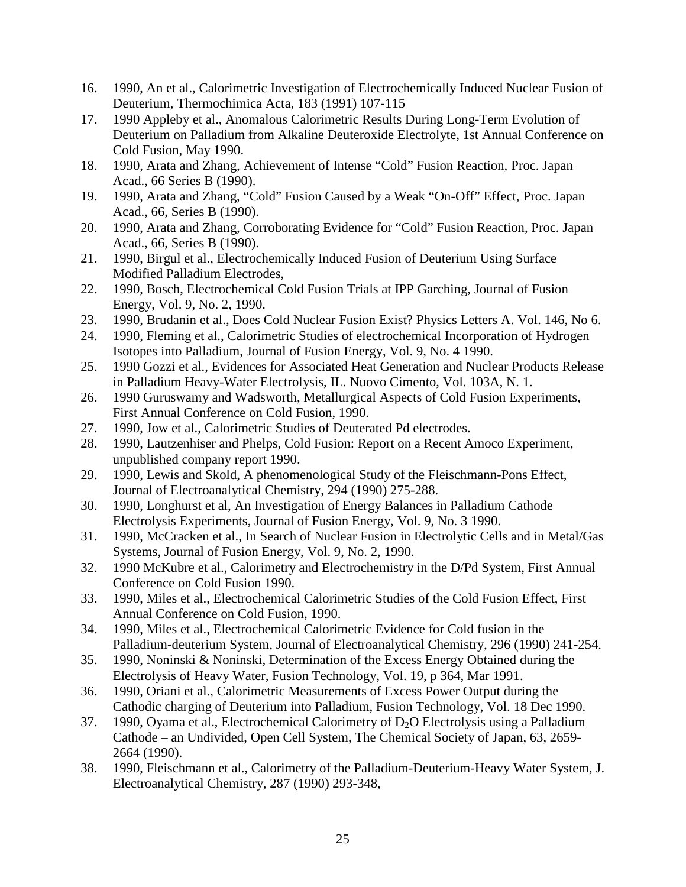16. 1990, An et al., Calorimetric Investigation of Electrochemically Induced Nuclear Fusion of Deuterium, Thermochimica Acta, 183 (1991) 107-115
17. 1990 Appleby et al., Anomalous Calorimetric Results During Long-Term Evolution of Deuterium on Palladium from Alkaline Deuteroxide Electrolyte, 1st Annual Conference on Cold Fusion, May 1990.
18. 1990, Arata and Zhang, Achievement of Intense "Cold" Fusion Reaction, Proc. Japan Acad., 66 Series B (1990).
19. 1990, Arata and Zhang, "Cold" Fusion Caused by a Weak "On-Off" Effect, Proc. Japan Acad., 66, Series B (1990).
20. 1990, Arata and Zhang, Corroborating Evidence for "Cold" Fusion Reaction, Proc. Japan Acad., 66, Series B (1990).
21. 1990, Birgul et al., Electrochemically Induced Fusion of Deuterium Using Surface Modified Palladium Electrodes,
22. 1990, Bosch, Electrochemical Cold Fusion Trials at IPP Garching, Journal of Fusion Energy, Vol. 9, No. 2, 1990.
23. 1990, Brudanin et al., Does Cold Nuclear Fusion Exist? Physics Letters A. Vol. 146, No 6.
24. 1990, Fleming et al., Calorimetric Studies of electrochemical Incorporation of Hydrogen Isotopes into Palladium, Journal of Fusion Energy, Vol. 9, No. 4 1990.
25. 1990 Gozzi et al., Evidences for Associated Heat Generation and Nuclear Products Release in Palladium Heavy-Water Electrolysis, IL. Nuovo Cimento, Vol. 103A, N. 1.
26. 1990 Guruswamy and Wadsworth, Metallurgical Aspects of Cold Fusion Experiments, First Annual Conference on Cold Fusion, 1990.
27. 1990, Jow et al., Calorimetric Studies of Deuterated Pd electrodes.
28. 1990, Lautzenhiser and Phelps, Cold Fusion: Report on a Recent Amoco Experiment, unpublished company report 1990.
29. 1990, Lewis and Skold, A phenomenological Study of the Fleischmann-Pons Effect, Journal of Electroanalytical Chemistry, 294 (1990) 275-288.
30. 1990, Longhurst et al, An Investigation of Energy Balances in Palladium Cathode Electrolysis Experiments, Journal of Fusion Energy, Vol. 9, No. 3 1990.
31. 1990, McCracken et al., In Search of Nuclear Fusion in Electrolytic Cells and in Metal/Gas Systems, Journal of Fusion Energy, Vol. 9, No. 2, 1990.
32. 1990 McKubre et al., Calorimetry and Electrochemistry in the D/Pd System, First Annual Conference on Cold Fusion 1990.
33. 1990, Miles et al., Electrochemical Calorimetric Studies of the Cold Fusion Effect, First Annual Conference on Cold Fusion, 1990.
34. 1990, Miles et al., Electrochemical Calorimetric Evidence for Cold fusion in the Palladium-deuterium System, Journal of Electroanalytical Chemistry, 296 (1990) 241-254.
35. 1990, Noninski & Noninski, Determination of the Excess Energy Obtained during the Electrolysis of Heavy Water, Fusion Technology, Vol. 19, p 364, Mar 1991.
36. 1990, Oriani et al., Calorimetric Measurements of Excess Power Output during the Cathodic charging of Deuterium into Palladium, Fusion Technology, Vol. 18 Dec 1990.
37. 1990, Oyama et al., Electrochemical Calorimetry of $D_2O$ Electrolysis using a Palladium Cathode – an Undivided, Open Cell System, The Chemical Society of Japan, 63, 2659-2664 (1990).
38. 1990, Fleischmann et al., Calorimetry of the Palladium-Deuterium-Heavy Water System, J. Electroanalytical Chemistry, 287 (1990) 293-348,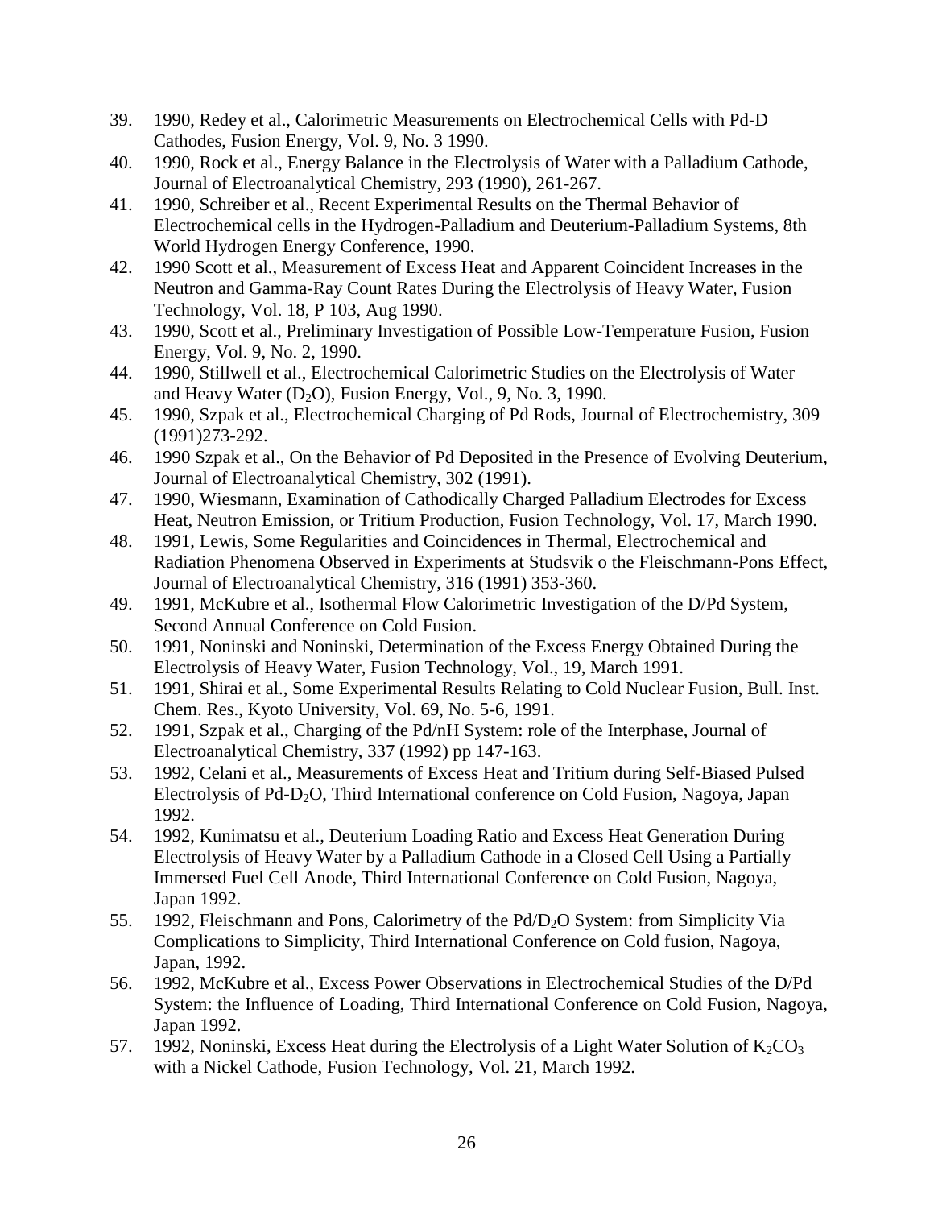39. 1990, Redey et al., Calorimetric Measurements on Electrochemical Cells with Pd-D Cathodes, Fusion Energy, Vol. 9, No. 3 1990.
40. 1990, Rock et al., Energy Balance in the Electrolysis of Water with a Palladium Cathode, Journal of Electroanalytical Chemistry, 293 (1990), 261-267.
41. 1990, Schreiber et al., Recent Experimental Results on the Thermal Behavior of Electrochemical cells in the Hydrogen-Palladium and Deuterium-Palladium Systems, 8th World Hydrogen Energy Conference, 1990.
42. 1990 Scott et al., Measurement of Excess Heat and Apparent Coincident Increases in the Neutron and Gamma-Ray Count Rates During the Electrolysis of Heavy Water, Fusion Technology, Vol. 18, P 103, Aug 1990.
43. 1990, Scott et al., Preliminary Investigation of Possible Low-Temperature Fusion, Fusion Energy, Vol. 9, No. 2, 1990.
44. 1990, Stillwell et al., Electrochemical Calorimetric Studies on the Electrolysis of Water and Heavy Water ($D_2O$), Fusion Energy, Vol., 9, No. 3, 1990.
45. 1990, Szpak et al., Electrochemical Charging of Pd Rods, Journal of Electrochemistry, 309 (1991)273-292.
46. 1990 Szpak et al., On the Behavior of Pd Deposited in the Presence of Evolving Deuterium, Journal of Electroanalytical Chemistry, 302 (1991).
47. 1990, Wiesmann, Examination of Cathodically Charged Palladium Electrodes for Excess Heat, Neutron Emission, or Tritium Production, Fusion Technology, Vol. 17, March 1990.
48. 1991, Lewis, Some Regularities and Coincidences in Thermal, Electrochemical and Radiation Phenomena Observed in Experiments at Studsvik o the Fleischmann-Pons Effect, Journal of Electroanalytical Chemistry, 316 (1991) 353-360.
49. 1991, McKubre et al., Isothermal Flow Calorimetric Investigation of the D/Pd System, Second Annual Conference on Cold Fusion.
50. 1991, Noninski and Noninski, Determination of the Excess Energy Obtained During the Electrolysis of Heavy Water, Fusion Technology, Vol., 19, March 1991.
51. 1991, Shirai et al., Some Experimental Results Relating to Cold Nuclear Fusion, Bull. Inst. Chem. Res., Kyoto University, Vol. 69, No. 5-6, 1991.
52. 1991, Szpak et al., Charging of the Pd/nH System: role of the Interphase, Journal of Electroanalytical Chemistry, 337 (1992) pp 147-163.
53. 1992, Celani et al., Measurements of Excess Heat and Tritium during Self-Biased Pulsed Electrolysis of Pd-$D_2O$, Third International conference on Cold Fusion, Nagoya, Japan 1992.
54. 1992, Kunimatsu et al., Deuterium Loading Ratio and Excess Heat Generation During Electrolysis of Heavy Water by a Palladium Cathode in a Closed Cell Using a Partially Immersed Fuel Cell Anode, Third International Conference on Cold Fusion, Nagoya, Japan 1992.
55. 1992, Fleischmann and Pons, Calorimetry of the Pd/$D_2O$ System: from Simplicity Via Complications to Simplicity, Third International Conference on Cold fusion, Nagoya, Japan, 1992.
56. 1992, McKubre et al., Excess Power Observations in Electrochemical Studies of the D/Pd System: the Influence of Loading, Third International Conference on Cold Fusion, Nagoya, Japan 1992.
57. 1992, Noninski, Excess Heat during the Electrolysis of a Light Water Solution of $K_2CO_3$ with a Nickel Cathode, Fusion Technology, Vol. 21, March 1992.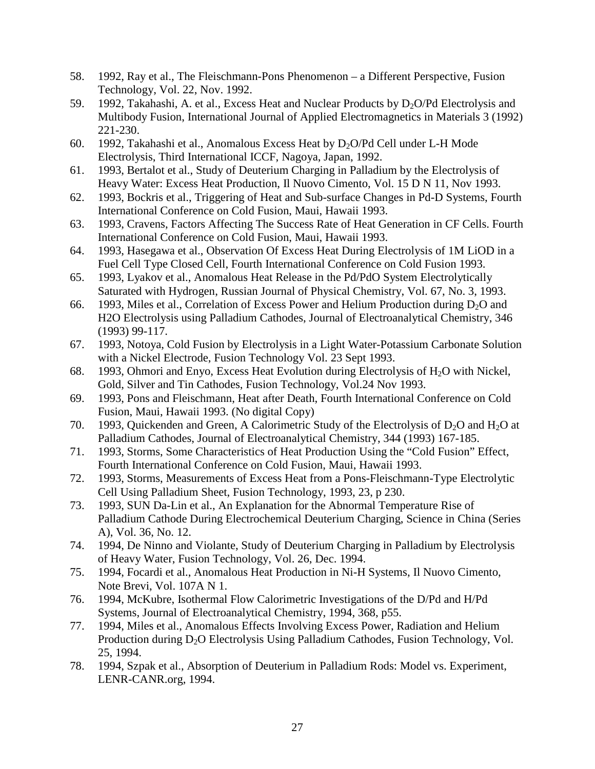58. 1992, Ray et al., The Fleischmann-Pons Phenomenon – a Different Perspective, Fusion Technology, Vol. 22, Nov. 1992.
59. 1992, Takahashi, A. et al., Excess Heat and Nuclear Products by $D_2O$/Pd Electrolysis and Multibody Fusion, International Journal of Applied Electromagnetics in Materials 3 (1992) 221-230.
60. 1992, Takahashi et al., Anomalous Excess Heat by $D_2O$/Pd Cell under L-H Mode Electrolysis, Third International ICCF, Nagoya, Japan, 1992.
61. 1993, Bertalot et al., Study of Deuterium Charging in Palladium by the Electrolysis of Heavy Water: Excess Heat Production, Il Nuovo Cimento, Vol. 15 D N 11, Nov 1993.
62. 1993, Bockris et al., Triggering of Heat and Sub-surface Changes in Pd-D Systems, Fourth International Conference on Cold Fusion, Maui, Hawaii 1993.
63. 1993, Cravens, Factors Affecting The Success Rate of Heat Generation in CF Cells. Fourth International Conference on Cold Fusion, Maui, Hawaii 1993.
64. 1993, Hasegawa et al., Observation Of Excess Heat During Electrolysis of 1M LiOD in a Fuel Cell Type Closed Cell, Fourth International Conference on Cold Fusion 1993.
65. 1993, Lyakov et al., Anomalous Heat Release in the Pd/PdO System Electrolytically Saturated with Hydrogen, Russian Journal of Physical Chemistry, Vol. 67, No. 3, 1993.
66. 1993, Miles et al., Correlation of Excess Power and Helium Production during $D_2O$ and H2O Electrolysis using Palladium Cathodes, Journal of Electroanalytical Chemistry, 346 (1993) 99-117.
67. 1993, Notoya, Cold Fusion by Electrolysis in a Light Water-Potassium Carbonate Solution with a Nickel Electrode, Fusion Technology Vol. 23 Sept 1993.
68. 1993, Ohmori and Enyo, Excess Heat Evolution during Electrolysis of $H_2O$ with Nickel, Gold, Silver and Tin Cathodes, Fusion Technology, Vol.24 Nov 1993.
69. 1993, Pons and Fleischmann, Heat after Death, Fourth International Conference on Cold Fusion, Maui, Hawaii 1993. (No digital Copy)
70. 1993, Quickenden and Green, A Calorimetric Study of the Electrolysis of $D_2O$ and $H_2O$ at Palladium Cathodes, Journal of Electroanalytical Chemistry, 344 (1993) 167-185.
71. 1993, Storms, Some Characteristics of Heat Production Using the "Cold Fusion" Effect, Fourth International Conference on Cold Fusion, Maui, Hawaii 1993.
72. 1993, Storms, Measurements of Excess Heat from a Pons-Fleischmann-Type Electrolytic Cell Using Palladium Sheet, Fusion Technology, 1993, 23, p 230.
73. 1993, SUN Da-Lin et al., An Explanation for the Abnormal Temperature Rise of Palladium Cathode During Electrochemical Deuterium Charging, Science in China (Series A), Vol. 36, No. 12.
74. 1994, De Ninno and Violante, Study of Deuterium Charging in Palladium by Electrolysis of Heavy Water, Fusion Technology, Vol. 26, Dec. 1994.
75. 1994, Focardi et al., Anomalous Heat Production in Ni-H Systems, Il Nuovo Cimento, Note Brevi, Vol. 107A N 1.
76. 1994, McKubre, Isothermal Flow Calorimetric Investigations of the D/Pd and H/Pd Systems, Journal of Electroanalytical Chemistry, 1994, 368, p55.
77. 1994, Miles et al., Anomalous Effects Involving Excess Power, Radiation and Helium Production during $D_2O$ Electrolysis Using Palladium Cathodes, Fusion Technology, Vol. 25, 1994.
78. 1994, Szpak et al., Absorption of Deuterium in Palladium Rods: Model vs. Experiment, LENR-CANR.org, 1994.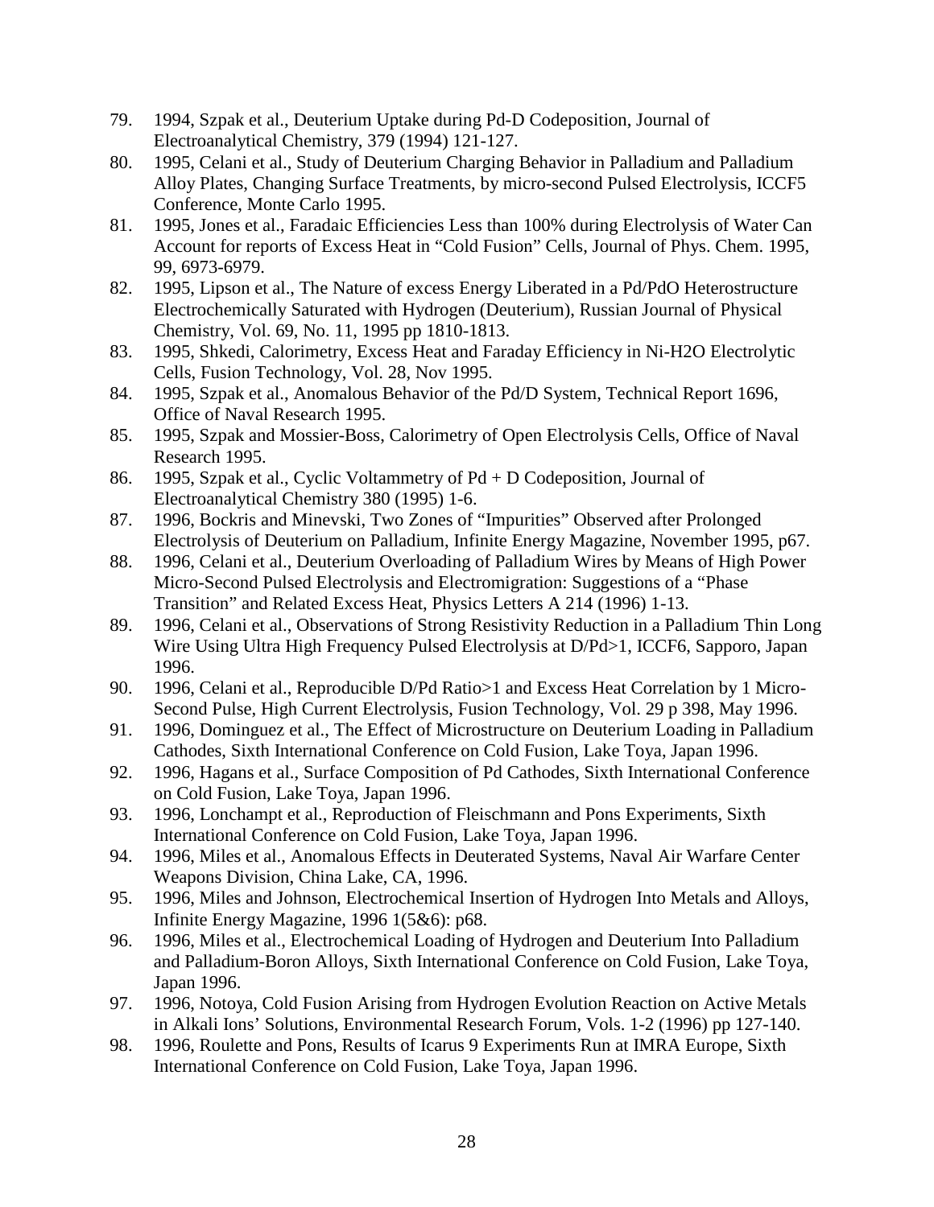79. 1994, Szpak et al., Deuterium Uptake during Pd-D Codeposition, Journal of Electroanalytical Chemistry, 379 (1994) 121-127.
80. 1995, Celani et al., Study of Deuterium Charging Behavior in Palladium and Palladium Alloy Plates, Changing Surface Treatments, by micro-second Pulsed Electrolysis, ICCF5 Conference, Monte Carlo 1995.
81. 1995, Jones et al., Faradaic Efficiencies Less than 100% during Electrolysis of Water Can Account for reports of Excess Heat in "Cold Fusion" Cells, Journal of Phys. Chem. 1995, 99, 6973-6979.
82. 1995, Lipson et al., The Nature of excess Energy Liberated in a Pd/PdO Heterostructure Electrochemically Saturated with Hydrogen (Deuterium), Russian Journal of Physical Chemistry, Vol. 69, No. 11, 1995 pp 1810-1813.
83. 1995, Shkedi, Calorimetry, Excess Heat and Faraday Efficiency in Ni-H2O Electrolytic Cells, Fusion Technology, Vol. 28, Nov 1995.
84. 1995, Szpak et al., Anomalous Behavior of the Pd/D System, Technical Report 1696, Office of Naval Research 1995.
85. 1995, Szpak and Mossier-Boss, Calorimetry of Open Electrolysis Cells, Office of Naval Research 1995.
86. 1995, Szpak et al., Cyclic Voltammetry of Pd + D Codeposition, Journal of Electroanalytical Chemistry 380 (1995) 1-6.
87. 1996, Bockris and Minevski, Two Zones of "Impurities" Observed after Prolonged Electrolysis of Deuterium on Palladium, Infinite Energy Magazine, November 1995, p67.
88. 1996, Celani et al., Deuterium Overloading of Palladium Wires by Means of High Power Micro-Second Pulsed Electrolysis and Electromigration: Suggestions of a "Phase Transition" and Related Excess Heat, Physics Letters A 214 (1996) 1-13.
89. 1996, Celani et al., Observations of Strong Resistivity Reduction in a Palladium Thin Long Wire Using Ultra High Frequency Pulsed Electrolysis at D/Pd>1, ICCF6, Sapporo, Japan 1996.
90. 1996, Celani et al., Reproducible D/Pd Ratio>1 and Excess Heat Correlation by 1 Micro-Second Pulse, High Current Electrolysis, Fusion Technology, Vol. 29 p 398, May 1996.
91. 1996, Dominguez et al., The Effect of Microstructure on Deuterium Loading in Palladium Cathodes, Sixth International Conference on Cold Fusion, Lake Toya, Japan 1996.
92. 1996, Hagans et al., Surface Composition of Pd Cathodes, Sixth International Conference on Cold Fusion, Lake Toya, Japan 1996.
93. 1996, Lonchampt et al., Reproduction of Fleischmann and Pons Experiments, Sixth International Conference on Cold Fusion, Lake Toya, Japan 1996.
94. 1996, Miles et al., Anomalous Effects in Deuterated Systems, Naval Air Warfare Center Weapons Division, China Lake, CA, 1996.
95. 1996, Miles and Johnson, Electrochemical Insertion of Hydrogen Into Metals and Alloys, Infinite Energy Magazine, 1996 1(5&6): p68.
96. 1996, Miles et al., Electrochemical Loading of Hydrogen and Deuterium Into Palladium and Palladium-Boron Alloys, Sixth International Conference on Cold Fusion, Lake Toya, Japan 1996.
97. 1996, Notoya, Cold Fusion Arising from Hydrogen Evolution Reaction on Active Metals in Alkali Ions' Solutions, Environmental Research Forum, Vols. 1-2 (1996) pp 127-140.
98. 1996, Roulette and Pons, Results of Icarus 9 Experiments Run at IMRA Europe, Sixth International Conference on Cold Fusion, Lake Toya, Japan 1996.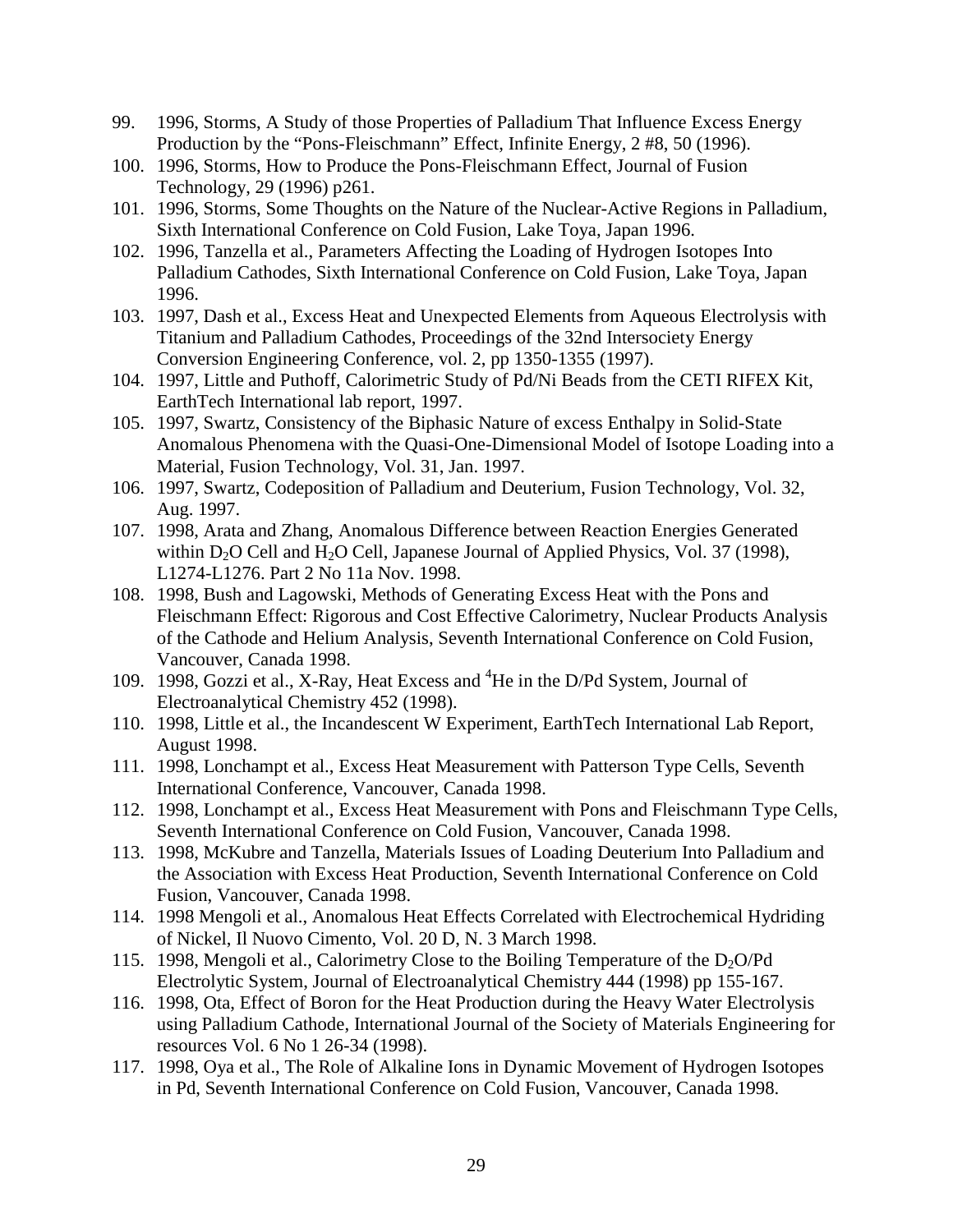99. 1996, Storms, A Study of those Properties of Palladium That Influence Excess Energy Production by the "Pons-Fleischmann" Effect, Infinite Energy, 2 #8, 50 (1996).
100. 1996, Storms, How to Produce the Pons-Fleischmann Effect, Journal of Fusion Technology, 29 (1996) p261.
101. 1996, Storms, Some Thoughts on the Nature of the Nuclear-Active Regions in Palladium, Sixth International Conference on Cold Fusion, Lake Toya, Japan 1996.
102. 1996, Tanzella et al., Parameters Affecting the Loading of Hydrogen Isotopes Into Palladium Cathodes, Sixth International Conference on Cold Fusion, Lake Toya, Japan 1996.
103. 1997, Dash et al., Excess Heat and Unexpected Elements from Aqueous Electrolysis with Titanium and Palladium Cathodes, Proceedings of the 32nd Intersociety Energy Conversion Engineering Conference, vol. 2, pp 1350-1355 (1997).
104. 1997, Little and Puthoff, Calorimetric Study of Pd/Ni Beads from the CETI RIFEX Kit, EarthTech International lab report, 1997.
105. 1997, Swartz, Consistency of the Biphasic Nature of excess Enthalpy in Solid-State Anomalous Phenomena with the Quasi-One-Dimensional Model of Isotope Loading into a Material, Fusion Technology, Vol. 31, Jan. 1997.
106. 1997, Swartz, Codeposition of Palladium and Deuterium, Fusion Technology, Vol. 32, Aug. 1997.
107. 1998, Arata and Zhang, Anomalous Difference between Reaction Energies Generated within $D_2O$ Cell and $H_2O$ Cell, Japanese Journal of Applied Physics, Vol. 37 (1998), L1274-L1276. Part 2 No 11a Nov. 1998.
108. 1998, Bush and Lagowski, Methods of Generating Excess Heat with the Pons and Fleischmann Effect: Rigorous and Cost Effective Calorimetry, Nuclear Products Analysis of the Cathode and Helium Analysis, Seventh International Conference on Cold Fusion, Vancouver, Canada 1998.
109. 1998, Gozzi et al., X-Ray, Heat Excess and $^4He$ in the D/Pd System, Journal of Electroanalytical Chemistry 452 (1998).
110. 1998, Little et al., the Incandescent W Experiment, EarthTech International Lab Report, August 1998.
111. 1998, Lonchampt et al., Excess Heat Measurement with Patterson Type Cells, Seventh International Conference, Vancouver, Canada 1998.
112. 1998, Lonchampt et al., Excess Heat Measurement with Pons and Fleischmann Type Cells, Seventh International Conference on Cold Fusion, Vancouver, Canada 1998.
113. 1998, McKubre and Tanzella, Materials Issues of Loading Deuterium Into Palladium and the Association with Excess Heat Production, Seventh International Conference on Cold Fusion, Vancouver, Canada 1998.
114. 1998 Mengoli et al., Anomalous Heat Effects Correlated with Electrochemical Hydriding of Nickel, Il Nuovo Cimento, Vol. 20 D, N. 3 March 1998.
115. 1998, Mengoli et al., Calorimetry Close to the Boiling Temperature of the $D_2O$/Pd Electrolytic System, Journal of Electroanalytical Chemistry 444 (1998) pp 155-167.
116. 1998, Ota, Effect of Boron for the Heat Production during the Heavy Water Electrolysis using Palladium Cathode, International Journal of the Society of Materials Engineering for resources Vol. 6 No 1 26-34 (1998).
117. 1998, Oya et al., The Role of Alkaline Ions in Dynamic Movement of Hydrogen Isotopes in Pd, Seventh International Conference on Cold Fusion, Vancouver, Canada 1998.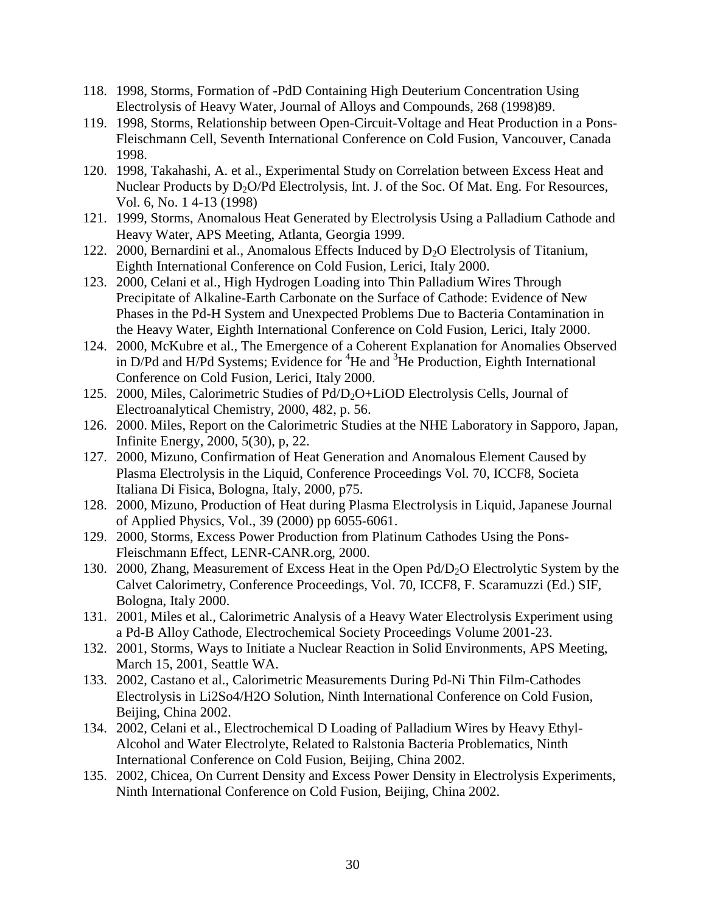118. 1998, Storms, Formation of -PdD Containing High Deuterium Concentration Using Electrolysis of Heavy Water, Journal of Alloys and Compounds, 268 (1998)89.
119. 1998, Storms, Relationship between Open-Circuit-Voltage and Heat Production in a Pons-Fleischmann Cell, Seventh International Conference on Cold Fusion, Vancouver, Canada 1998.
120. 1998, Takahashi, A. et al., Experimental Study on Correlation between Excess Heat and Nuclear Products by $D_2O$/Pd Electrolysis, Int. J. of the Soc. Of Mat. Eng. For Resources, Vol. 6, No. 1 4-13 (1998)
121. 1999, Storms, Anomalous Heat Generated by Electrolysis Using a Palladium Cathode and Heavy Water, APS Meeting, Atlanta, Georgia 1999.
122. 2000, Bernardini et al., Anomalous Effects Induced by $D_2O$ Electrolysis of Titanium, Eighth International Conference on Cold Fusion, Lerici, Italy 2000.
123. 2000, Celani et al., High Hydrogen Loading into Thin Palladium Wires Through Precipitate of Alkaline-Earth Carbonate on the Surface of Cathode: Evidence of New Phases in the Pd-H System and Unexpected Problems Due to Bacteria Contamination in the Heavy Water, Eighth International Conference on Cold Fusion, Lerici, Italy 2000.
124. 2000, McKubre et al., The Emergence of a Coherent Explanation for Anomalies Observed in D/Pd and H/Pd Systems; Evidence for $^4$He and $^3$He Production, Eighth International Conference on Cold Fusion, Lerici, Italy 2000.
125. 2000, Miles, Calorimetric Studies of Pd/$D_2O$+LiOD Electrolysis Cells, Journal of Electroanalytical Chemistry, 2000, 482, p. 56.
126. 2000. Miles, Report on the Calorimetric Studies at the NHE Laboratory in Sapporo, Japan, Infinite Energy, 2000, 5(30), p, 22.
127. 2000, Mizuno, Confirmation of Heat Generation and Anomalous Element Caused by Plasma Electrolysis in the Liquid, Conference Proceedings Vol. 70, ICCF8, Societa Italiana Di Fisica, Bologna, Italy, 2000, p75.
128. 2000, Mizuno, Production of Heat during Plasma Electrolysis in Liquid, Japanese Journal of Applied Physics, Vol., 39 (2000) pp 6055-6061.
129. 2000, Storms, Excess Power Production from Platinum Cathodes Using the Pons-Fleischmann Effect, LENR-CANR.org, 2000.
130. 2000, Zhang, Measurement of Excess Heat in the Open Pd/$D_2O$ Electrolytic System by the Calvet Calorimetry, Conference Proceedings, Vol. 70, ICCF8, F. Scaramuzzi (Ed.) SIF, Bologna, Italy 2000.
131. 2001, Miles et al., Calorimetric Analysis of a Heavy Water Electrolysis Experiment using a Pd-B Alloy Cathode, Electrochemical Society Proceedings Volume 2001-23.
132. 2001, Storms, Ways to Initiate a Nuclear Reaction in Solid Environments, APS Meeting, March 15, 2001, Seattle WA.
133. 2002, Castano et al., Calorimetric Measurements During Pd-Ni Thin Film-Cathodes Electrolysis in Li2So4/H2O Solution, Ninth International Conference on Cold Fusion, Beijing, China 2002.
134. 2002, Celani et al., Electrochemical D Loading of Palladium Wires by Heavy Ethyl-Alcohol and Water Electrolyte, Related to Ralstonia Bacteria Problematics, Ninth International Conference on Cold Fusion, Beijing, China 2002.
135. 2002, Chicea, On Current Density and Excess Power Density in Electrolysis Experiments, Ninth International Conference on Cold Fusion, Beijing, China 2002.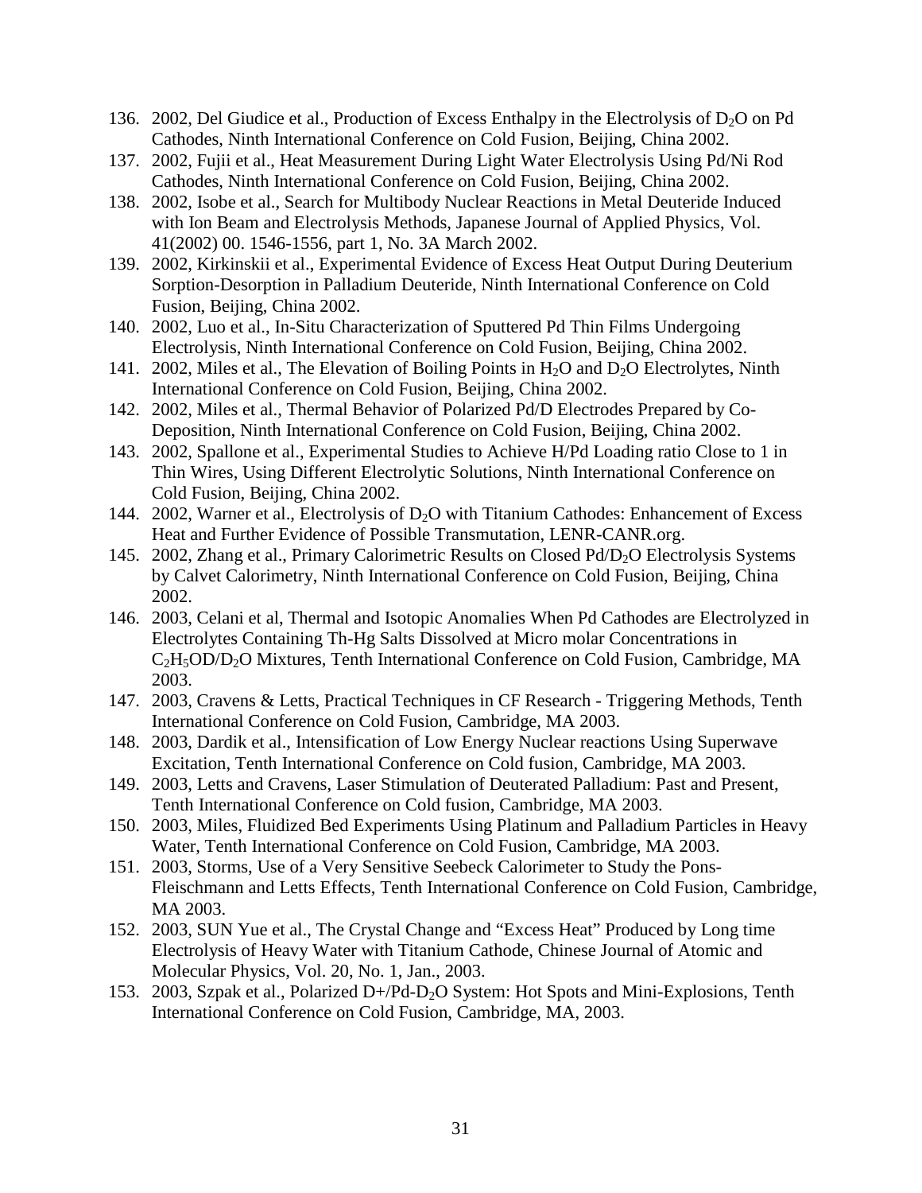136. 2002, Del Giudice et al., Production of Excess Enthalpy in the Electrolysis of $D_2O$ on Pd Cathodes, Ninth International Conference on Cold Fusion, Beijing, China 2002.
137. 2002, Fujii et al., Heat Measurement During Light Water Electrolysis Using Pd/Ni Rod Cathodes, Ninth International Conference on Cold Fusion, Beijing, China 2002.
138. 2002, Isobe et al., Search for Multibody Nuclear Reactions in Metal Deuteride Induced with Ion Beam and Electrolysis Methods, Japanese Journal of Applied Physics, Vol. 41(2002) 00. 1546-1556, part 1, No. 3A March 2002.
139. 2002, Kirkinskii et al., Experimental Evidence of Excess Heat Output During Deuterium Sorption-Desorption in Palladium Deuteride, Ninth International Conference on Cold Fusion, Beijing, China 2002.
140. 2002, Luo et al., In-Situ Characterization of Sputtered Pd Thin Films Undergoing Electrolysis, Ninth International Conference on Cold Fusion, Beijing, China 2002.
141. 2002, Miles et al., The Elevation of Boiling Points in $H_2O$ and $D_2O$ Electrolytes, Ninth International Conference on Cold Fusion, Beijing, China 2002.
142. 2002, Miles et al., Thermal Behavior of Polarized Pd/D Electrodes Prepared by Co-Deposition, Ninth International Conference on Cold Fusion, Beijing, China 2002.
143. 2002, Spallone et al., Experimental Studies to Achieve H/Pd Loading ratio Close to 1 in Thin Wires, Using Different Electrolytic Solutions, Ninth International Conference on Cold Fusion, Beijing, China 2002.
144. 2002, Warner et al., Electrolysis of $D_2O$ with Titanium Cathodes: Enhancement of Excess Heat and Further Evidence of Possible Transmutation, LENR-CANR.org.
145. 2002, Zhang et al., Primary Calorimetric Results on Closed Pd/$D_2O$ Electrolysis Systems by Calvet Calorimetry, Ninth International Conference on Cold Fusion, Beijing, China 2002.
146. 2003, Celani et al, Thermal and Isotopic Anomalies When Pd Cathodes are Electrolyzed in Electrolytes Containing Th-Hg Salts Dissolved at Micro molar Concentrations in $C_2H_5OD/D_2O$ Mixtures, Tenth International Conference on Cold Fusion, Cambridge, MA 2003.
147. 2003, Cravens & Letts, Practical Techniques in CF Research - Triggering Methods, Tenth International Conference on Cold Fusion, Cambridge, MA 2003.
148. 2003, Dardik et al., Intensification of Low Energy Nuclear reactions Using Superwave Excitation, Tenth International Conference on Cold fusion, Cambridge, MA 2003.
149. 2003, Letts and Cravens, Laser Stimulation of Deuterated Palladium: Past and Present, Tenth International Conference on Cold fusion, Cambridge, MA 2003.
150. 2003, Miles, Fluidized Bed Experiments Using Platinum and Palladium Particles in Heavy Water, Tenth International Conference on Cold Fusion, Cambridge, MA 2003.
151. 2003, Storms, Use of a Very Sensitive Seebeck Calorimeter to Study the Pons-Fleischmann and Letts Effects, Tenth International Conference on Cold Fusion, Cambridge, MA 2003.
152. 2003, SUN Yue et al., The Crystal Change and "Excess Heat" Produced by Long time Electrolysis of Heavy Water with Titanium Cathode, Chinese Journal of Atomic and Molecular Physics, Vol. 20, No. 1, Jan., 2003.
153. 2003, Szpak et al., Polarized D+/Pd-$D_2O$ System: Hot Spots and Mini-Explosions, Tenth International Conference on Cold Fusion, Cambridge, MA, 2003.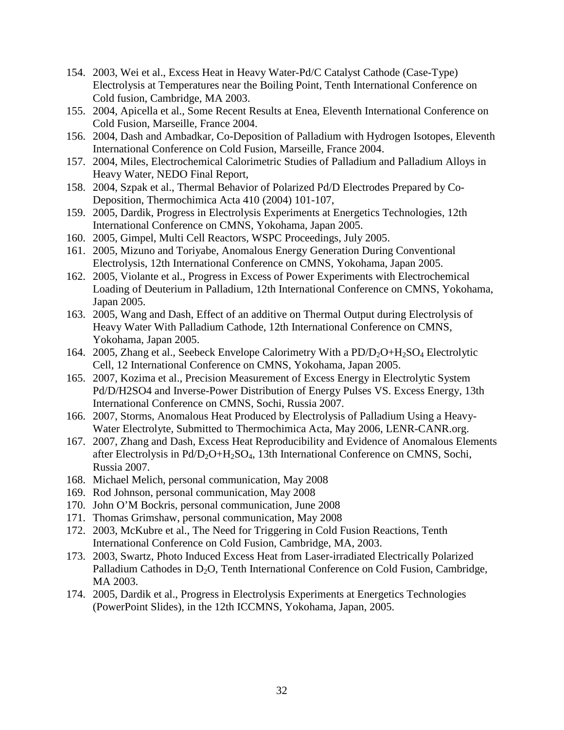154. 2003, Wei et al., Excess Heat in Heavy Water-Pd/C Catalyst Cathode (Case-Type) Electrolysis at Temperatures near the Boiling Point, Tenth International Conference on Cold fusion, Cambridge, MA 2003.
155. 2004, Apicella et al., Some Recent Results at Enea, Eleventh International Conference on Cold Fusion, Marseille, France 2004.
156. 2004, Dash and Ambadkar, Co-Deposition of Palladium with Hydrogen Isotopes, Eleventh International Conference on Cold Fusion, Marseille, France 2004.
157. 2004, Miles, Electrochemical Calorimetric Studies of Palladium and Palladium Alloys in Heavy Water, NEDO Final Report,
158. 2004, Szpak et al., Thermal Behavior of Polarized Pd/D Electrodes Prepared by Co-Deposition, Thermochimica Acta 410 (2004) 101-107,
159. 2005, Dardik, Progress in Electrolysis Experiments at Energetics Technologies, 12th International Conference on CMNS, Yokohama, Japan 2005.
160. 2005, Gimpel, Multi Cell Reactors, WSPC Proceedings, July 2005.
161. 2005, Mizuno and Toriyabe, Anomalous Energy Generation During Conventional Electrolysis, 12th International Conference on CMNS, Yokohama, Japan 2005.
162. 2005, Violante et al., Progress in Excess of Power Experiments with Electrochemical Loading of Deuterium in Palladium, 12th International Conference on CMNS, Yokohama, Japan 2005.
163. 2005, Wang and Dash, Effect of an additive on Thermal Output during Electrolysis of Heavy Water With Palladium Cathode, 12th International Conference on CMNS, Yokohama, Japan 2005.
164. 2005, Zhang et al., Seebeck Envelope Calorimetry With a $PD/D_2O+H_2SO_4$ Electrolytic Cell, 12 International Conference on CMNS, Yokohama, Japan 2005.
165. 2007, Kozima et al., Precision Measurement of Excess Energy in Electrolytic System Pd/D/H2SO4 and Inverse-Power Distribution of Energy Pulses VS. Excess Energy, 13th International Conference on CMNS, Sochi, Russia 2007.
166. 2007, Storms, Anomalous Heat Produced by Electrolysis of Palladium Using a Heavy-Water Electrolyte, Submitted to Thermochimica Acta, May 2006, LENR-CANR.org.
167. 2007, Zhang and Dash, Excess Heat Reproducibility and Evidence of Anomalous Elements after Electrolysis in $Pd/D_2O+H_2SO_4$, 13th International Conference on CMNS, Sochi, Russia 2007.
168. Michael Melich, personal communication, May 2008
169. Rod Johnson, personal communication, May 2008
170. John O'M Bockris, personal communication, June 2008
171. Thomas Grimshaw, personal communication, May 2008
172. 2003, McKubre et al., The Need for Triggering in Cold Fusion Reactions, Tenth International Conference on Cold Fusion, Cambridge, MA, 2003.
173. 2003, Swartz, Photo Induced Excess Heat from Laser-irradiated Electrically Polarized Palladium Cathodes in $D_2O$, Tenth International Conference on Cold Fusion, Cambridge, MA 2003.
174. 2005, Dardik et al., Progress in Electrolysis Experiments at Energetics Technologies (PowerPoint Slides), in the 12th ICCMNS, Yokohama, Japan, 2005.